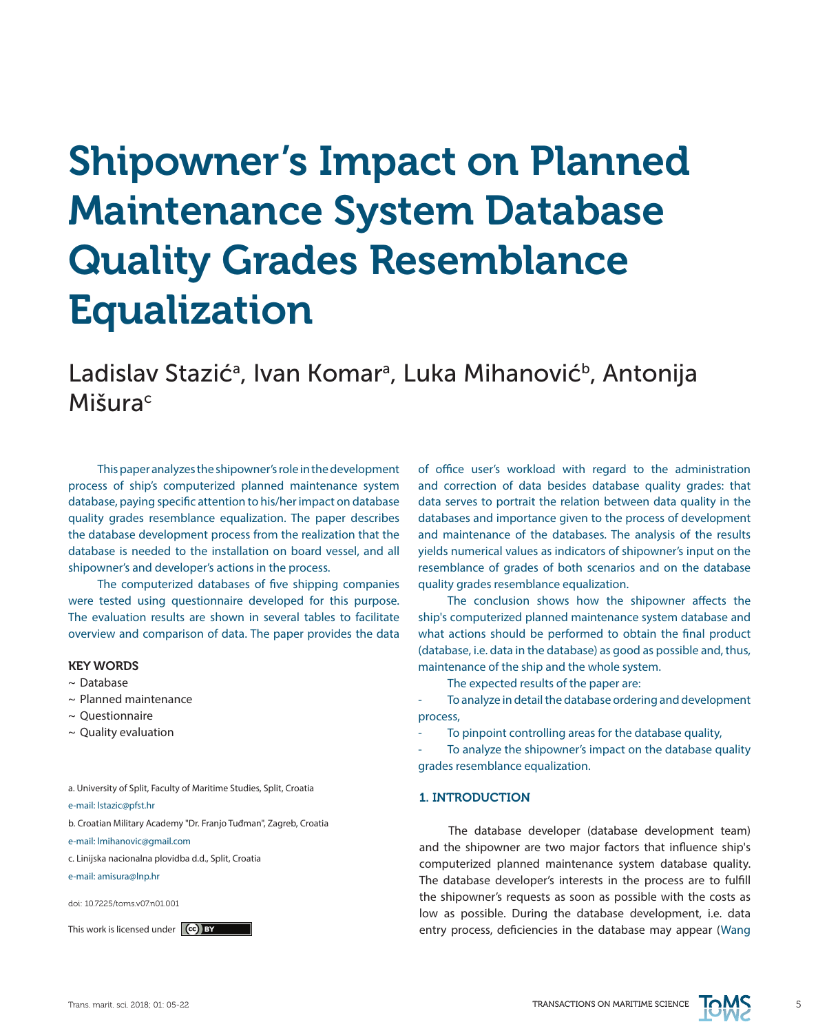# Shipowner's Impact on Planned Maintenance System Database Quality Grades Resemblance Equalization

Ladislav Stazić[a], Ivan Komar[a], Luka Mihanović[b], Antonija Mišura[c]

This paper analyzes the shipowner's role in the development process of ship's computerized planned maintenance system database, paying specific attention to his/her impact on database quality grades resemblance equalization. The paper describes the database development process from the realization that the database is needed to the installation on board vessel, and all shipowner's and developer's actions in the process.

The computerized databases of five shipping companies were tested using questionnaire developed for this purpose. The evaluation results are shown in several tables to facilitate overview and comparison of data. The paper provides the data of office user's workload with regard to the administration and correction of data besides database quality grades: that data serves to portrait the relation between data quality in the databases and importance given to the process of development and maintenance of the databases. The analysis of the results yields numerical values as indicators of shipowner's input on the resemblance of grades of both scenarios and on the database quality grades resemblance equalization.

The conclusion shows how the shipowner affects the ship's computerized planned maintenance system database and what actions should be performed to obtain the final product (database, i.e. data in the database) as good as possible and, thus, maintenance of the ship and the whole system.

The expected results of the paper are:

- To analyze in detail the database ordering and development process,
- To pinpoint controlling areas for the database quality,
- To analyze the shipowner's impact on the database quality grades resemblance equalization.

**KEY WORDS**

~ Database
~ Planned maintenance
~ Questionnaire
~ Quality evaluation

a. University of Split, Faculty of Maritime Studies, Split, Croatia
e-mail: lstazic@pfst.hr

b. Croatian Military Academy "Dr. Franjo Tuđman", Zagreb, Croatia
e-mail: lmihanovic@gmail.com

c. Linijska nacionalna plovidba d.d., Split, Croatia
e-mail: amisura@lnp.hr

doi: 10.7225/toms.v07.n01.001

This work is licensed under CC BY

## 1. INTRODUCTION

The database developer (database development team) and the shipowner are two major factors that influence ship's computerized planned maintenance system database quality. The database developer's interests in the process are to fulfill the shipowner's requests as soon as possible with the costs as low as possible. During the database development, i.e. data entry process, deficiencies in the database may appear (Wang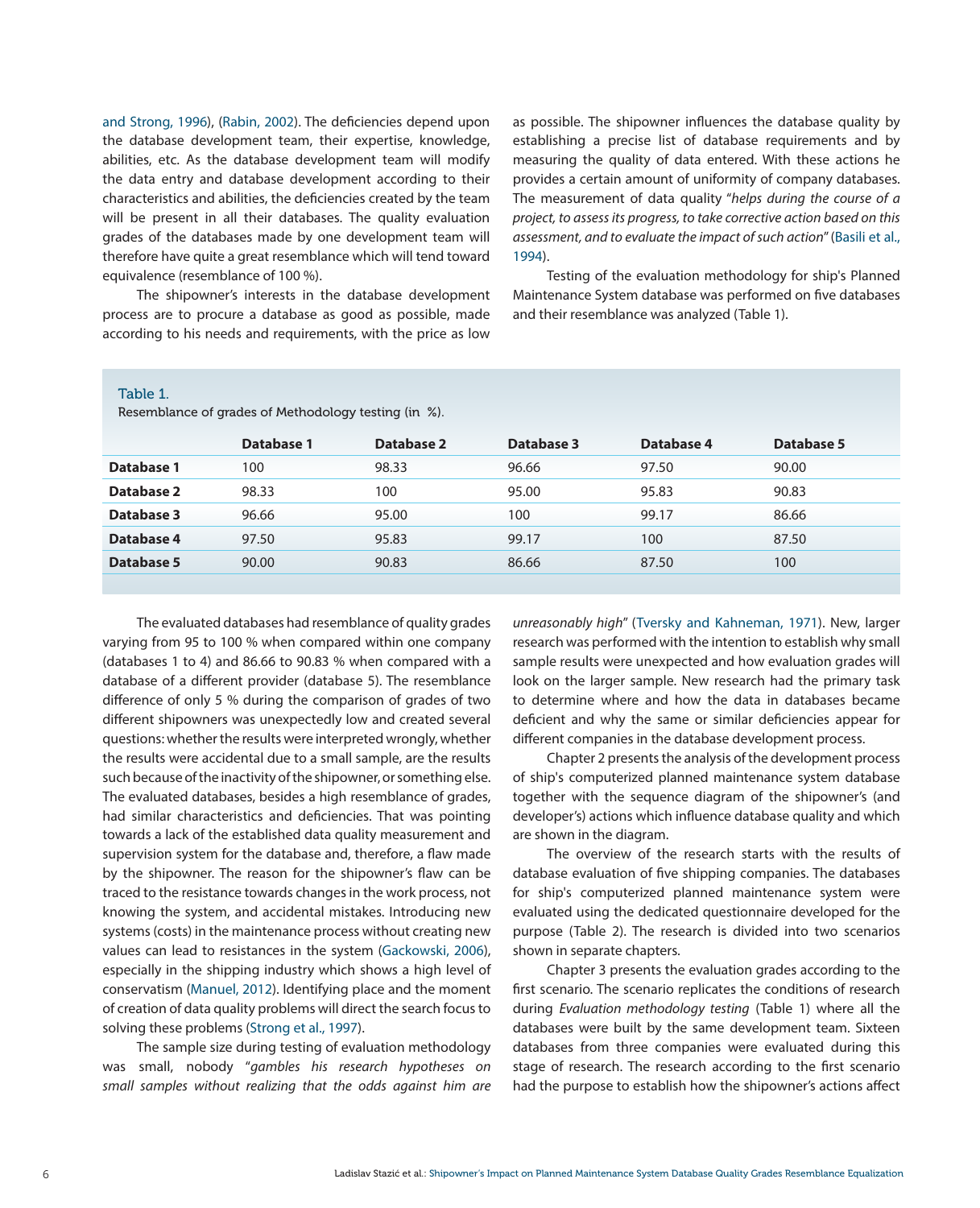and Strong, 1996), (Rabin, 2002). The deficiencies depend upon the database development team, their expertise, knowledge, abilities, etc. As the database development team will modify the data entry and database development according to their characteristics and abilities, the deficiencies created by the team will be present in all their databases. The quality evaluation grades of the databases made by one development team will therefore have quite a great resemblance which will tend toward equivalence (resemblance of 100 %).

The shipowner's interests in the database development process are to procure a database as good as possible, made according to his needs and requirements, with the price as low as possible. The shipowner influences the database quality by establishing a precise list of database requirements and by measuring the quality of data entered. With these actions he provides a certain amount of uniformity of company databases. The measurement of data quality "*helps during the course of a project, to assess its progress, to take corrective action based on this assessment, and to evaluate the impact of such action*" (Basili et al., 1994).

Testing of the evaluation methodology for ship's Planned Maintenance System database was performed on five databases and their resemblance was analyzed (Table 1).

Table 1.
Resemblance of grades of Methodology testing (in %).

| | Database 1 | Database 2 | Database 3 | Database 4 | Database 5 |
|---|---|---|---|---|---|
| **Database 1** | 100 | 98.33 | 96.66 | 97.50 | 90.00 |
| **Database 2** | 98.33 | 100 | 95.00 | 95.83 | 90.83 |
| **Database 3** | 96.66 | 95.00 | 100 | 99.17 | 86.66 |
| **Database 4** | 97.50 | 95.83 | 99.17 | 100 | 87.50 |
| **Database 5** | 90.00 | 90.83 | 86.66 | 87.50 | 100 |

The evaluated databases had resemblance of quality grades varying from 95 to 100 % when compared within one company (databases 1 to 4) and 86.66 to 90.83 % when compared with a database of a different provider (database 5). The resemblance difference of only 5 % during the comparison of grades of two different shipowners was unexpectedly low and created several questions: whether the results were interpreted wrongly, whether the results were accidental due to a small sample, are the results such because of the inactivity of the shipowner, or something else. The evaluated databases, besides a high resemblance of grades, had similar characteristics and deficiencies. That was pointing towards a lack of the established data quality measurement and supervision system for the database and, therefore, a flaw made by the shipowner. The reason for the shipowner's flaw can be traced to the resistance towards changes in the work process, not knowing the system, and accidental mistakes. Introducing new systems (costs) in the maintenance process without creating new values can lead to resistances in the system (Gackowski, 2006), especially in the shipping industry which shows a high level of conservatism (Manuel, 2012). Identifying place and the moment of creation of data quality problems will direct the search focus to solving these problems (Strong et al., 1997).

The sample size during testing of evaluation methodology was small, nobody "*gambles his research hypotheses on small samples without realizing that the odds against him are unreasonably high*" (Tversky and Kahneman, 1971). New, larger research was performed with the intention to establish why small sample results were unexpected and how evaluation grades will look on the larger sample. New research had the primary task to determine where and how the data in databases became deficient and why the same or similar deficiencies appear for different companies in the database development process.

Chapter 2 presents the analysis of the development process of ship's computerized planned maintenance system database together with the sequence diagram of the shipowner's (and developer's) actions which influence database quality and which are shown in the diagram.

The overview of the research starts with the results of database evaluation of five shipping companies. The databases for ship's computerized planned maintenance system were evaluated using the dedicated questionnaire developed for the purpose (Table 2). The research is divided into two scenarios shown in separate chapters.

Chapter 3 presents the evaluation grades according to the first scenario. The scenario replicates the conditions of research during *Evaluation methodology testing* (Table 1) where all the databases were built by the same development team. Sixteen databases from three companies were evaluated during this stage of research. The research according to the first scenario had the purpose to establish how the shipowner's actions affect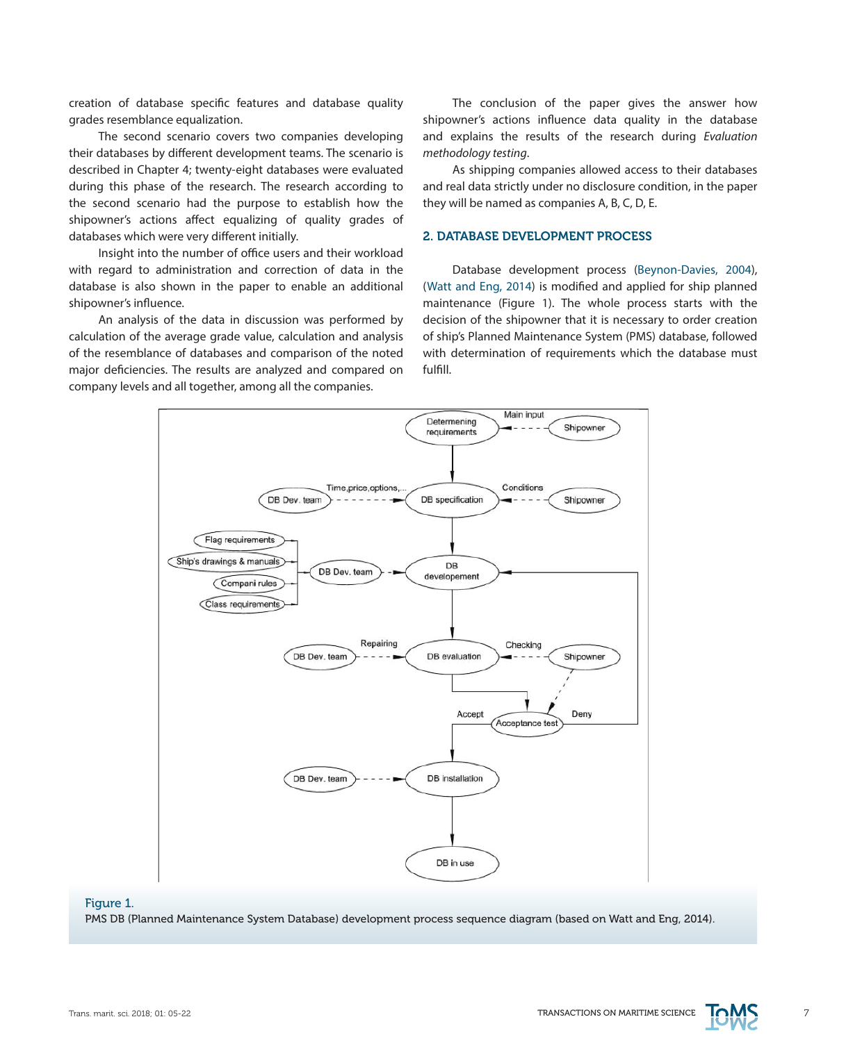creation of database specific features and database quality grades resemblance equalization.

The second scenario covers two companies developing their databases by different development teams. The scenario is described in Chapter 4; twenty-eight databases were evaluated during this phase of the research. The research according to the second scenario had the purpose to establish how the shipowner's actions affect equalizing of quality grades of databases which were very different initially.

Insight into the number of office users and their workload with regard to administration and correction of data in the database is also shown in the paper to enable an additional shipowner's influence.

An analysis of the data in discussion was performed by calculation of the average grade value, calculation and analysis of the resemblance of databases and comparison of the noted major deficiencies. The results are analyzed and compared on company levels and all together, among all the companies.

The conclusion of the paper gives the answer how shipowner's actions influence data quality in the database and explains the results of the research during *Evaluation methodology testing*.

As shipping companies allowed access to their databases and real data strictly under no disclosure condition, in the paper they will be named as companies A, B, C, D, E.

## 2. DATABASE DEVELOPMENT PROCESS

Database development process (Beynon-Davies, 2004), (Watt and Eng, 2014) is modified and applied for ship planned maintenance (Figure 1). The whole process starts with the decision of the shipowner that it is necessary to order creation of ship's Planned Maintenance System (PMS) database, followed with determination of requirements which the database must fulfill.

Figure 1.
PMS DB (Planned Maintenance System Database) development process sequence diagram (based on Watt and Eng, 2014).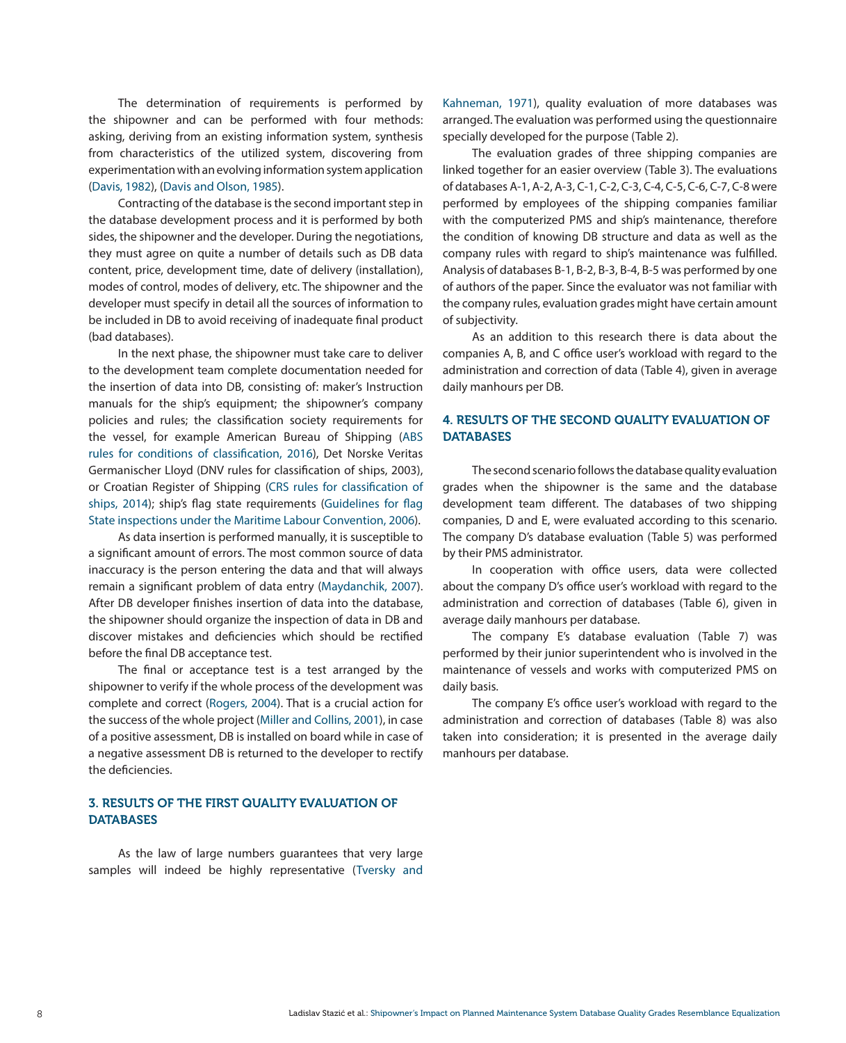The determination of requirements is performed by the shipowner and can be performed with four methods: asking, deriving from an existing information system, synthesis from characteristics of the utilized system, discovering from experimentation with an evolving information system application (Davis, 1982), (Davis and Olson, 1985).

Contracting of the database is the second important step in the database development process and it is performed by both sides, the shipowner and the developer. During the negotiations, they must agree on quite a number of details such as DB data content, price, development time, date of delivery (installation), modes of control, modes of delivery, etc. The shipowner and the developer must specify in detail all the sources of information to be included in DB to avoid receiving of inadequate final product (bad databases).

In the next phase, the shipowner must take care to deliver to the development team complete documentation needed for the insertion of data into DB, consisting of: maker's Instruction manuals for the ship's equipment; the shipowner's company policies and rules; the classification society requirements for the vessel, for example American Bureau of Shipping (ABS rules for conditions of classification, 2016), Det Norske Veritas Germanischer Lloyd (DNV rules for classification of ships, 2003), or Croatian Register of Shipping (CRS rules for classification of ships, 2014); ship's flag state requirements (Guidelines for flag State inspections under the Maritime Labour Convention, 2006).

As data insertion is performed manually, it is susceptible to a significant amount of errors. The most common source of data inaccuracy is the person entering the data and that will always remain a significant problem of data entry (Maydanchik, 2007). After DB developer finishes insertion of data into the database, the shipowner should organize the inspection of data in DB and discover mistakes and deficiencies which should be rectified before the final DB acceptance test.

The final or acceptance test is a test arranged by the shipowner to verify if the whole process of the development was complete and correct (Rogers, 2004). That is a crucial action for the success of the whole project (Miller and Collins, 2001), in case of a positive assessment, DB is installed on board while in case of a negative assessment DB is returned to the developer to rectify the deficiencies.

## 3. RESULTS OF THE FIRST QUALITY EVALUATION OF DATABASES

As the law of large numbers guarantees that very large samples will indeed be highly representative (Tversky and Kahneman, 1971), quality evaluation of more databases was arranged. The evaluation was performed using the questionnaire specially developed for the purpose (Table 2).

The evaluation grades of three shipping companies are linked together for an easier overview (Table 3). The evaluations of databases A-1, A-2, A-3, C-1, C-2, C-3, C-4, C-5, C-6, C-7, C-8 were performed by employees of the shipping companies familiar with the computerized PMS and ship's maintenance, therefore the condition of knowing DB structure and data as well as the company rules with regard to ship's maintenance was fulfilled. Analysis of databases B-1, B-2, B-3, B-4, B-5 was performed by one of authors of the paper. Since the evaluator was not familiar with the company rules, evaluation grades might have certain amount of subjectivity.

As an addition to this research there is data about the companies A, B, and C office user's workload with regard to the administration and correction of data (Table 4), given in average daily manhours per DB.

## 4. RESULTS OF THE SECOND QUALITY EVALUATION OF DATABASES

The second scenario follows the database quality evaluation grades when the shipowner is the same and the database development team different. The databases of two shipping companies, D and E, were evaluated according to this scenario. The company D's database evaluation (Table 5) was performed by their PMS administrator.

In cooperation with office users, data were collected about the company D's office user's workload with regard to the administration and correction of databases (Table 6), given in average daily manhours per database.

The company E's database evaluation (Table 7) was performed by their junior superintendent who is involved in the maintenance of vessels and works with computerized PMS on daily basis.

The company E's office user's workload with regard to the administration and correction of databases (Table 8) was also taken into consideration; it is presented in the average daily manhours per database.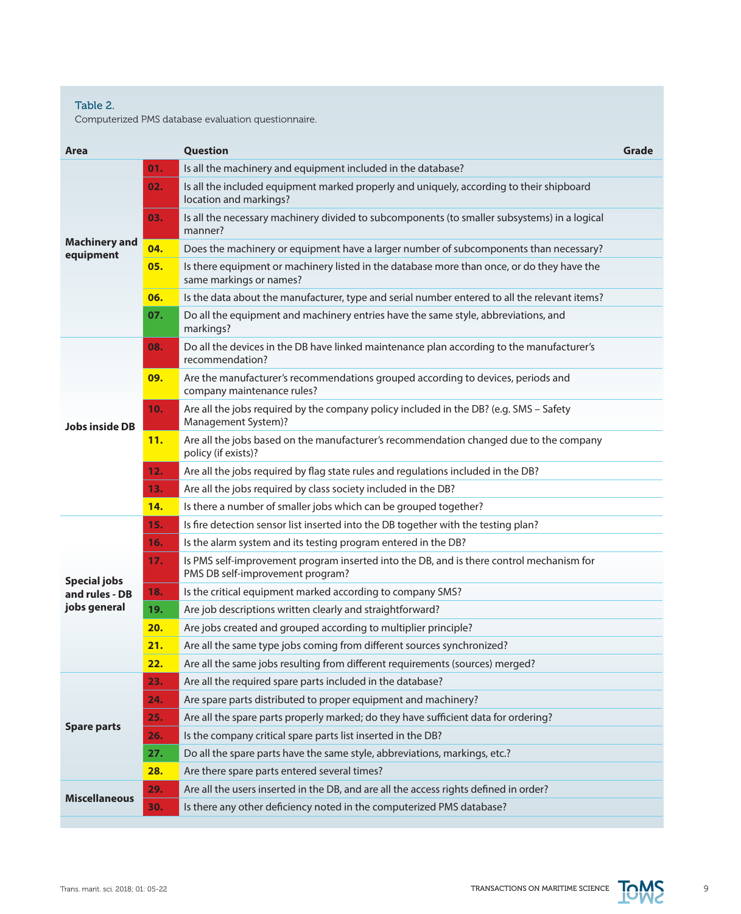Table 2.
Computerized PMS database evaluation questionnaire.

| Area | | Question | Grade |
|---|---|---|---|
| Machinery and equipment | 01. | Is all the machinery and equipment included in the database? | |
| | 02. | Is all the included equipment marked properly and uniquely, according to their shipboard location and markings? | |
| | 03. | Is all the necessary machinery divided to subcomponents (to smaller subsystems) in a logical manner? | |
| | 04. | Does the machinery or equipment have a larger number of subcomponents than necessary? | |
| | 05. | Is there equipment or machinery listed in the database more than once, or do they have the same markings or names? | |
| | 06. | Is the data about the manufacturer, type and serial number entered to all the relevant items? | |
| | 07. | Do all the equipment and machinery entries have the same style, abbreviations, and markings? | |
| Jobs inside DB | 08. | Do all the devices in the DB have linked maintenance plan according to the manufacturer's recommendation? | |
| | 09. | Are the manufacturer's recommendations grouped according to devices, periods and company maintenance rules? | |
| | 10. | Are all the jobs required by the company policy included in the DB? (e.g. SMS – Safety Management System)? | |
| | 11. | Are all the jobs based on the manufacturer's recommendation changed due to the company policy (if exists)? | |
| | 12. | Are all the jobs required by flag state rules and regulations included in the DB? | |
| | 13. | Are all the jobs required by class society included in the DB? | |
| | 14. | Is there a number of smaller jobs which can be grouped together? | |
| Special jobs and rules - DB jobs general | 15. | Is fire detection sensor list inserted into the DB together with the testing plan? | |
| | 16. | Is the alarm system and its testing program entered in the DB? | |
| | 17. | Is PMS self-improvement program inserted into the DB, and is there control mechanism for PMS DB self-improvement program? | |
| | 18. | Is the critical equipment marked according to company SMS? | |
| | 19. | Are job descriptions written clearly and straightforward? | |
| | 20. | Are jobs created and grouped according to multiplier principle? | |
| | 21. | Are all the same type jobs coming from different sources synchronized? | |
| | 22. | Are all the same jobs resulting from different requirements (sources) merged? | |
| Spare parts | 23. | Are all the required spare parts included in the database? | |
| | 24. | Are spare parts distributed to proper equipment and machinery? | |
| | 25. | Are all the spare parts properly marked; do they have sufficient data for ordering? | |
| | 26. | Is the company critical spare parts list inserted in the DB? | |
| | 27. | Do all the spare parts have the same style, abbreviations, markings, etc.? | |
| | 28. | Are there spare parts entered several times? | |
| Miscellaneous | 29. | Are all the users inserted in the DB, and are all the access rights defined in order? | |
| | 30. | Is there any other deficiency noted in the computerized PMS database? | |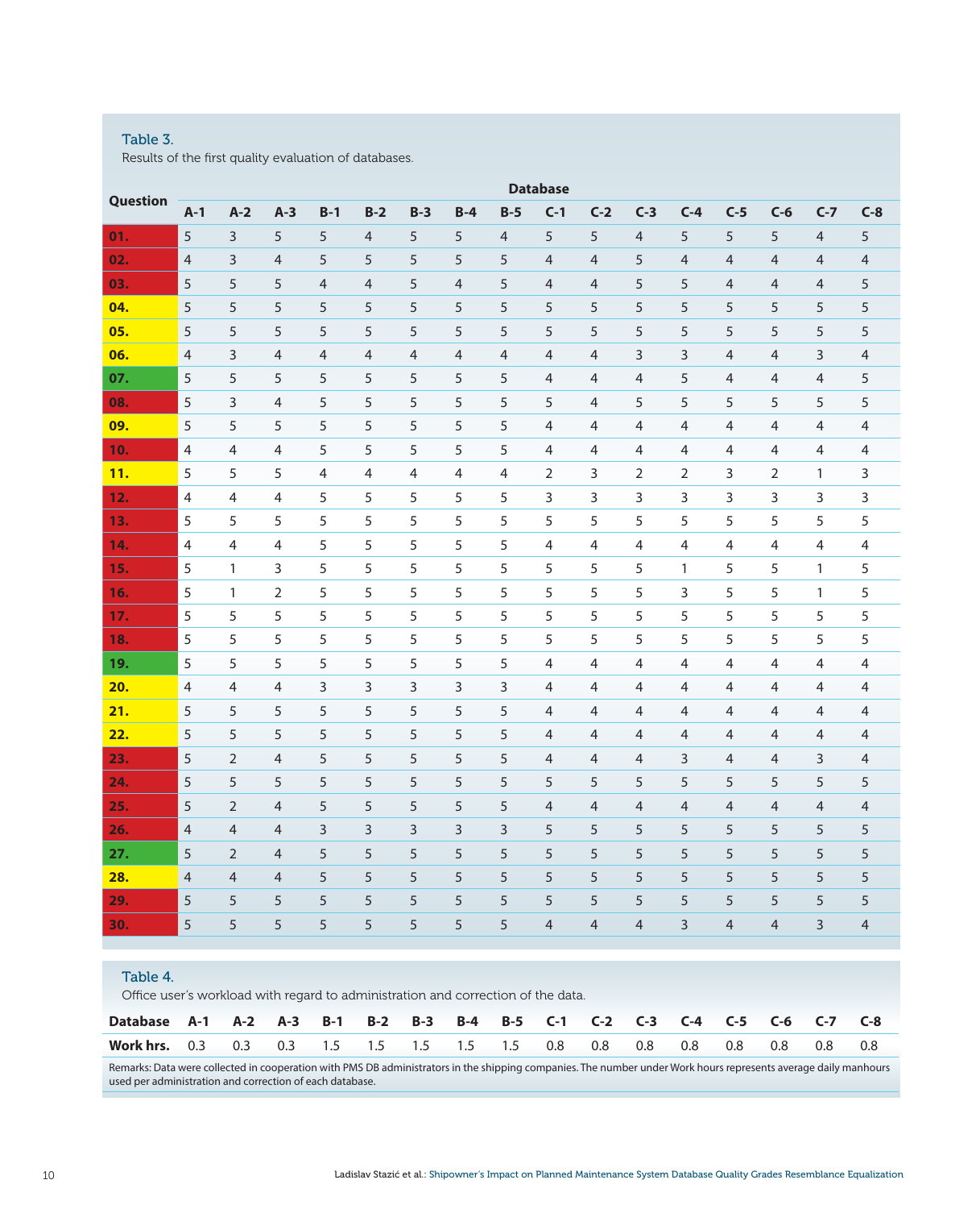Table 3.
Results of the first quality evaluation of databases.

| Question | Database | | | | | | | | | | | | | | | |
|---|---|---|---|---|---|---|---|---|---|---|---|---|---|---|---|---|
| | **A-1** | **A-2** | **A-3** | **B-1** | **B-2** | **B-3** | **B-4** | **B-5** | **C-1** | **C-2** | **C-3** | **C-4** | **C-5** | **C-6** | **C-7** | **C-8** |
| **01.** | 5 | 3 | 5 | 5 | 4 | 5 | 5 | 4 | 5 | 5 | 4 | 5 | 5 | 5 | 4 | 5 |
| **02.** | 4 | 3 | 4 | 5 | 5 | 5 | 5 | 5 | 4 | 4 | 5 | 4 | 4 | 4 | 4 | 4 |
| **03.** | 5 | 5 | 5 | 4 | 4 | 5 | 4 | 5 | 4 | 4 | 5 | 5 | 4 | 4 | 4 | 5 |
| **04.** | 5 | 5 | 5 | 5 | 5 | 5 | 5 | 5 | 5 | 5 | 5 | 5 | 5 | 5 | 5 | 5 |
| **05.** | 5 | 5 | 5 | 5 | 5 | 5 | 5 | 5 | 5 | 5 | 5 | 5 | 5 | 5 | 5 | 5 |
| **06.** | 4 | 3 | 4 | 4 | 4 | 4 | 4 | 4 | 4 | 4 | 3 | 3 | 4 | 4 | 3 | 4 |
| **07.** | 5 | 5 | 5 | 5 | 5 | 5 | 5 | 5 | 4 | 4 | 4 | 5 | 4 | 4 | 4 | 5 |
| **08.** | 5 | 3 | 4 | 5 | 5 | 5 | 5 | 5 | 5 | 4 | 5 | 5 | 5 | 5 | 5 | 5 |
| **09.** | 5 | 5 | 5 | 5 | 5 | 5 | 5 | 5 | 4 | 4 | 4 | 4 | 4 | 4 | 4 | 4 |
| **10.** | 4 | 4 | 4 | 5 | 5 | 5 | 5 | 5 | 4 | 4 | 4 | 4 | 4 | 4 | 4 | 4 |
| **11.** | 5 | 5 | 5 | 4 | 4 | 4 | 4 | 4 | 2 | 3 | 2 | 2 | 3 | 2 | 1 | 3 |
| **12.** | 4 | 4 | 4 | 5 | 5 | 5 | 5 | 5 | 3 | 3 | 3 | 3 | 3 | 3 | 3 | 3 |
| **13.** | 5 | 5 | 5 | 5 | 5 | 5 | 5 | 5 | 5 | 5 | 5 | 5 | 5 | 5 | 5 | 5 |
| **14.** | 4 | 4 | 4 | 5 | 5 | 5 | 5 | 5 | 4 | 4 | 4 | 4 | 4 | 4 | 4 | 4 |
| **15.** | 5 | 1 | 3 | 5 | 5 | 5 | 5 | 5 | 5 | 5 | 5 | 1 | 5 | 5 | 1 | 5 |
| **16.** | 5 | 1 | 2 | 5 | 5 | 5 | 5 | 5 | 5 | 5 | 5 | 3 | 5 | 5 | 1 | 5 |
| **17.** | 5 | 5 | 5 | 5 | 5 | 5 | 5 | 5 | 5 | 5 | 5 | 5 | 5 | 5 | 5 | 5 |
| **18.** | 5 | 5 | 5 | 5 | 5 | 5 | 5 | 5 | 5 | 5 | 5 | 5 | 5 | 5 | 5 | 5 |
| **19.** | 5 | 5 | 5 | 5 | 5 | 5 | 5 | 5 | 4 | 4 | 4 | 4 | 4 | 4 | 4 | 4 |
| **20.** | 4 | 4 | 4 | 3 | 3 | 3 | 3 | 3 | 4 | 4 | 4 | 4 | 4 | 4 | 4 | 4 |
| **21.** | 5 | 5 | 5 | 5 | 5 | 5 | 5 | 5 | 4 | 4 | 4 | 4 | 4 | 4 | 4 | 4 |
| **22.** | 5 | 5 | 5 | 5 | 5 | 5 | 5 | 5 | 4 | 4 | 4 | 4 | 4 | 4 | 4 | 4 |
| **23.** | 5 | 2 | 4 | 5 | 5 | 5 | 5 | 5 | 4 | 4 | 4 | 3 | 4 | 4 | 3 | 4 |
| **24.** | 5 | 5 | 5 | 5 | 5 | 5 | 5 | 5 | 5 | 5 | 5 | 5 | 5 | 5 | 5 | 5 |
| **25.** | 5 | 2 | 4 | 5 | 5 | 5 | 5 | 5 | 4 | 4 | 4 | 4 | 4 | 4 | 4 | 4 |
| **26.** | 4 | 4 | 4 | 3 | 3 | 3 | 3 | 3 | 5 | 5 | 5 | 5 | 5 | 5 | 5 | 5 |
| **27.** | 5 | 2 | 4 | 5 | 5 | 5 | 5 | 5 | 5 | 5 | 5 | 5 | 5 | 5 | 5 | 5 |
| **28.** | 4 | 4 | 4 | 5 | 5 | 5 | 5 | 5 | 5 | 5 | 5 | 5 | 5 | 5 | 5 | 5 |
| **29.** | 5 | 5 | 5 | 5 | 5 | 5 | 5 | 5 | 5 | 5 | 5 | 5 | 5 | 5 | 5 | 5 |
| **30.** | 5 | 5 | 5 | 5 | 5 | 5 | 5 | 5 | 4 | 4 | 4 | 3 | 4 | 4 | 3 | 4 |

Table 4.
Office user's workload with regard to administration and correction of the data.

| Database | A-1 | A-2 | A-3 | B-1 | B-2 | B-3 | B-4 | B-5 | C-1 | C-2 | C-3 | C-4 | C-5 | C-6 | C-7 | C-8 |
|---|---|---|---|---|---|---|---|---|---|---|---|---|---|---|---|---|
| **Work hrs.** | 0.3 | 0.3 | 0.3 | 1.5 | 1.5 | 1.5 | 1.5 | 1.5 | 0.8 | 0.8 | 0.8 | 0.8 | 0.8 | 0.8 | 0.8 | 0.8 |

Remarks: Data were collected in cooperation with PMS DB administrators in the shipping companies. The number under Work hours represents average daily manhours used per administration and correction of each database.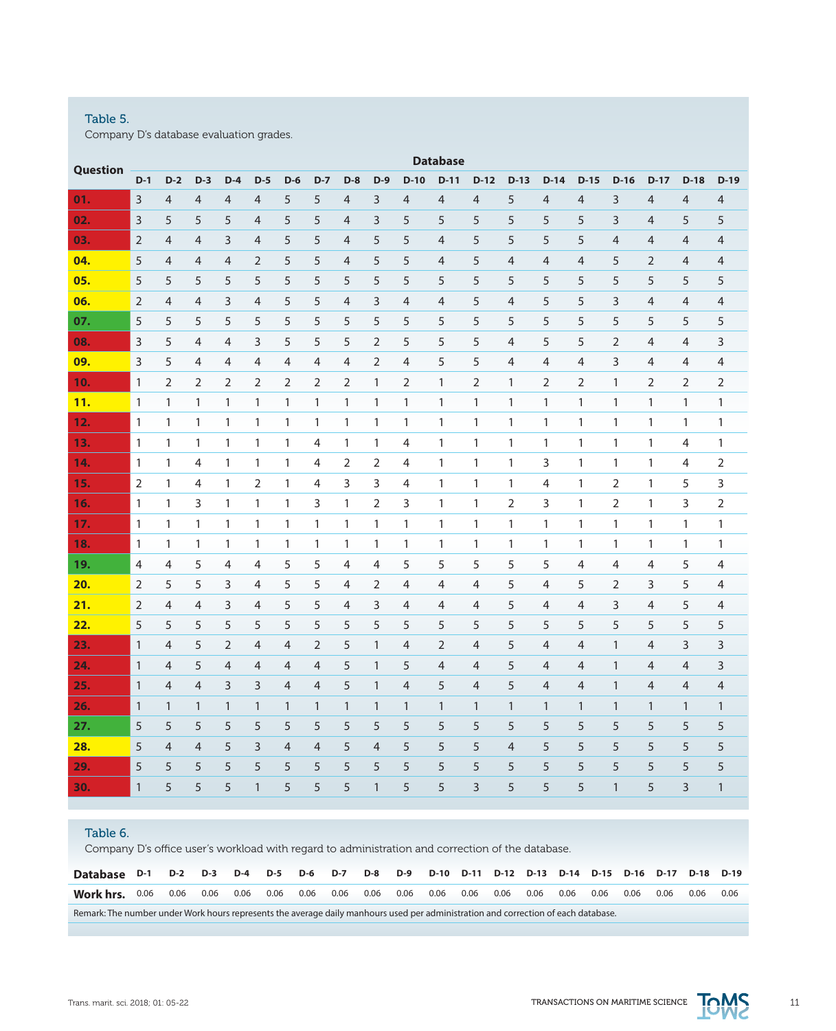Table 5.
Company D's database evaluation grades.

| Question | Database | | | | | | | | | | | | | | | | | | |
|---|---|---|---|---|---|---|---|---|---|---|---|---|---|---|---|---|---|---|---|
| | D-1 | D-2 | D-3 | D-4 | D-5 | D-6 | D-7 | D-8 | D-9 | D-10 | D-11 | D-12 | D-13 | D-14 | D-15 | D-16 | D-17 | D-18 | D-19 |
| 01. | 3 | 4 | 4 | 4 | 4 | 5 | 5 | 4 | 3 | 4 | 4 | 4 | 5 | 4 | 4 | 3 | 4 | 4 | 4 |
| 02. | 3 | 5 | 5 | 5 | 4 | 5 | 5 | 4 | 3 | 5 | 5 | 5 | 5 | 5 | 5 | 3 | 4 | 5 | 5 |
| 03. | 2 | 4 | 4 | 3 | 4 | 5 | 5 | 4 | 5 | 5 | 4 | 5 | 5 | 5 | 5 | 4 | 4 | 4 | 4 |
| 04. | 5 | 4 | 4 | 4 | 2 | 5 | 5 | 4 | 5 | 5 | 4 | 5 | 4 | 4 | 4 | 5 | 2 | 4 | 4 |
| 05. | 5 | 5 | 5 | 5 | 5 | 5 | 5 | 5 | 5 | 5 | 5 | 5 | 5 | 5 | 5 | 5 | 5 | 5 | 5 |
| 06. | 2 | 4 | 4 | 3 | 4 | 5 | 5 | 4 | 3 | 4 | 4 | 5 | 4 | 5 | 5 | 3 | 4 | 4 | 4 |
| 07. | 5 | 5 | 5 | 5 | 5 | 5 | 5 | 5 | 5 | 5 | 5 | 5 | 5 | 5 | 5 | 5 | 5 | 5 | 5 |
| 08. | 3 | 5 | 4 | 4 | 3 | 5 | 5 | 5 | 2 | 5 | 5 | 5 | 4 | 5 | 5 | 2 | 4 | 4 | 3 |
| 09. | 3 | 5 | 4 | 4 | 4 | 4 | 4 | 4 | 2 | 4 | 5 | 5 | 4 | 4 | 4 | 3 | 4 | 4 | 4 |
| 10. | 1 | 2 | 2 | 2 | 2 | 2 | 2 | 2 | 1 | 2 | 1 | 2 | 1 | 2 | 2 | 1 | 2 | 2 | 2 |
| 11. | 1 | 1 | 1 | 1 | 1 | 1 | 1 | 1 | 1 | 1 | 1 | 1 | 1 | 1 | 1 | 1 | 1 | 1 | 1 |
| 12. | 1 | 1 | 1 | 1 | 1 | 1 | 1 | 1 | 1 | 1 | 1 | 1 | 1 | 1 | 1 | 1 | 1 | 1 | 1 |
| 13. | 1 | 1 | 1 | 1 | 1 | 1 | 4 | 1 | 1 | 4 | 1 | 1 | 1 | 1 | 1 | 1 | 1 | 4 | 1 |
| 14. | 1 | 1 | 4 | 1 | 1 | 1 | 4 | 2 | 2 | 4 | 1 | 1 | 1 | 3 | 1 | 1 | 1 | 4 | 2 |
| 15. | 2 | 1 | 4 | 1 | 2 | 1 | 4 | 3 | 3 | 4 | 1 | 1 | 1 | 4 | 1 | 2 | 1 | 5 | 3 |
| 16. | 1 | 1 | 3 | 1 | 1 | 1 | 3 | 1 | 2 | 3 | 1 | 1 | 2 | 3 | 1 | 2 | 1 | 3 | 2 |
| 17. | 1 | 1 | 1 | 1 | 1 | 1 | 1 | 1 | 1 | 1 | 1 | 1 | 1 | 1 | 1 | 1 | 1 | 1 | 1 |
| 18. | 1 | 1 | 1 | 1 | 1 | 1 | 1 | 1 | 1 | 1 | 1 | 1 | 1 | 1 | 1 | 1 | 1 | 1 | 1 |
| 19. | 4 | 4 | 5 | 4 | 4 | 5 | 5 | 4 | 4 | 5 | 5 | 5 | 5 | 5 | 4 | 4 | 4 | 5 | 4 |
| 20. | 2 | 5 | 5 | 3 | 4 | 5 | 5 | 4 | 2 | 4 | 4 | 4 | 5 | 4 | 5 | 2 | 3 | 5 | 4 |
| 21. | 2 | 4 | 4 | 3 | 4 | 5 | 5 | 4 | 3 | 4 | 4 | 4 | 5 | 4 | 4 | 3 | 4 | 5 | 4 |
| 22. | 5 | 5 | 5 | 5 | 5 | 5 | 5 | 5 | 5 | 5 | 5 | 5 | 5 | 5 | 5 | 5 | 5 | 5 | 5 |
| 23. | 1 | 4 | 5 | 2 | 4 | 4 | 2 | 5 | 1 | 4 | 2 | 4 | 5 | 4 | 4 | 1 | 4 | 3 | 3 |
| 24. | 1 | 4 | 5 | 4 | 4 | 4 | 4 | 5 | 1 | 5 | 4 | 4 | 5 | 4 | 4 | 1 | 4 | 4 | 3 |
| 25. | 1 | 4 | 4 | 3 | 3 | 4 | 4 | 5 | 1 | 4 | 5 | 4 | 5 | 4 | 4 | 1 | 4 | 4 | 4 |
| 26. | 1 | 1 | 1 | 1 | 1 | 1 | 1 | 1 | 1 | 1 | 1 | 1 | 1 | 1 | 1 | 1 | 1 | 1 | 1 |
| 27. | 5 | 5 | 5 | 5 | 5 | 5 | 5 | 5 | 5 | 5 | 5 | 5 | 5 | 5 | 5 | 5 | 5 | 5 | 5 |
| 28. | 5 | 4 | 4 | 5 | 3 | 4 | 4 | 5 | 4 | 5 | 5 | 5 | 4 | 5 | 5 | 5 | 5 | 5 | 5 |
| 29. | 5 | 5 | 5 | 5 | 5 | 5 | 5 | 5 | 5 | 5 | 5 | 5 | 5 | 5 | 5 | 5 | 5 | 5 | 5 |
| 30. | 1 | 5 | 5 | 5 | 1 | 5 | 5 | 5 | 1 | 5 | 5 | 3 | 5 | 5 | 5 | 1 | 5 | 3 | 1 |

Table 6.
Company D's office user's workload with regard to administration and correction of the database.

| Database | D-1 | D-2 | D-3 | D-4 | D-5 | D-6 | D-7 | D-8 | D-9 | D-10 | D-11 | D-12 | D-13 | D-14 | D-15 | D-16 | D-17 | D-18 | D-19 |
|---|---|---|---|---|---|---|---|---|---|---|---|---|---|---|---|---|---|---|---|
| Work hrs. | 0.06 | 0.06 | 0.06 | 0.06 | 0.06 | 0.06 | 0.06 | 0.06 | 0.06 | 0.06 | 0.06 | 0.06 | 0.06 | 0.06 | 0.06 | 0.06 | 0.06 | 0.06 | 0.06 |

Remark: The number under Work hours represents the average daily manhours used per administration and correction of each database.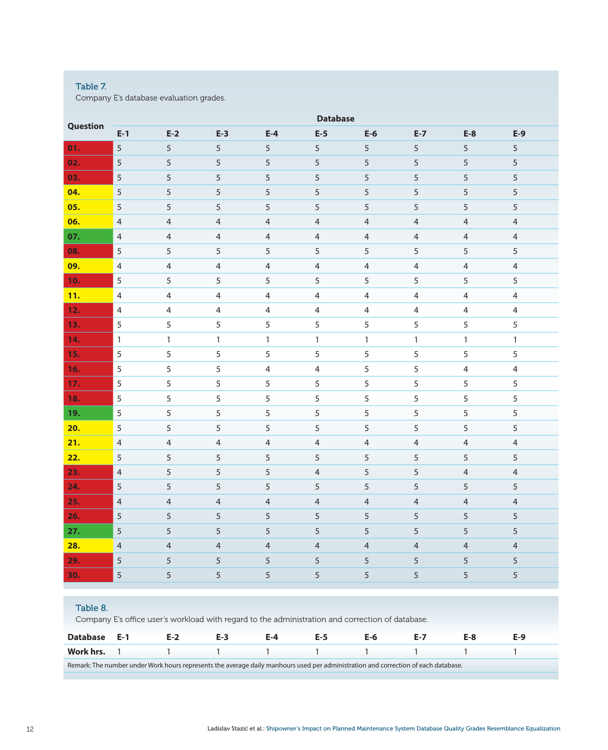Table 7.
Company E's database evaluation grades.

| Question | Database | | | | | | | | |
|---|---|---|---|---|---|---|---|---|---|
| | E-1 | E-2 | E-3 | E-4 | E-5 | E-6 | E-7 | E-8 | E-9 |
| 01. | 5 | 5 | 5 | 5 | 5 | 5 | 5 | 5 | 5 |
| 02. | 5 | 5 | 5 | 5 | 5 | 5 | 5 | 5 | 5 |
| 03. | 5 | 5 | 5 | 5 | 5 | 5 | 5 | 5 | 5 |
| 04. | 5 | 5 | 5 | 5 | 5 | 5 | 5 | 5 | 5 |
| 05. | 5 | 5 | 5 | 5 | 5 | 5 | 5 | 5 | 5 |
| 06. | 4 | 4 | 4 | 4 | 4 | 4 | 4 | 4 | 4 |
| 07. | 4 | 4 | 4 | 4 | 4 | 4 | 4 | 4 | 4 |
| 08. | 5 | 5 | 5 | 5 | 5 | 5 | 5 | 5 | 5 |
| 09. | 4 | 4 | 4 | 4 | 4 | 4 | 4 | 4 | 4 |
| 10. | 5 | 5 | 5 | 5 | 5 | 5 | 5 | 5 | 5 |
| 11. | 4 | 4 | 4 | 4 | 4 | 4 | 4 | 4 | 4 |
| 12. | 4 | 4 | 4 | 4 | 4 | 4 | 4 | 4 | 4 |
| 13. | 5 | 5 | 5 | 5 | 5 | 5 | 5 | 5 | 5 |
| 14. | 1 | 1 | 1 | 1 | 1 | 1 | 1 | 1 | 1 |
| 15. | 5 | 5 | 5 | 5 | 5 | 5 | 5 | 5 | 5 |
| 16. | 5 | 5 | 5 | 4 | 4 | 5 | 5 | 4 | 4 |
| 17. | 5 | 5 | 5 | 5 | 5 | 5 | 5 | 5 | 5 |
| 18. | 5 | 5 | 5 | 5 | 5 | 5 | 5 | 5 | 5 |
| 19. | 5 | 5 | 5 | 5 | 5 | 5 | 5 | 5 | 5 |
| 20. | 5 | 5 | 5 | 5 | 5 | 5 | 5 | 5 | 5 |
| 21. | 4 | 4 | 4 | 4 | 4 | 4 | 4 | 4 | 4 |
| 22. | 5 | 5 | 5 | 5 | 5 | 5 | 5 | 5 | 5 |
| 23. | 4 | 5 | 5 | 5 | 4 | 5 | 5 | 4 | 4 |
| 24. | 5 | 5 | 5 | 5 | 5 | 5 | 5 | 5 | 5 |
| 25. | 4 | 4 | 4 | 4 | 4 | 4 | 4 | 4 | 4 |
| 26. | 5 | 5 | 5 | 5 | 5 | 5 | 5 | 5 | 5 |
| 27. | 5 | 5 | 5 | 5 | 5 | 5 | 5 | 5 | 5 |
| 28. | 4 | 4 | 4 | 4 | 4 | 4 | 4 | 4 | 4 |
| 29. | 5 | 5 | 5 | 5 | 5 | 5 | 5 | 5 | 5 |
| 30. | 5 | 5 | 5 | 5 | 5 | 5 | 5 | 5 | 5 |

Table 8.
Company E's office user's workload with regard to the administration and correction of database.

| Database | E-1 | E-2 | E-3 | E-4 | E-5 | E-6 | E-7 | E-8 | E-9 |
|---|---|---|---|---|---|---|---|---|---|
| Work hrs. | 1 | 1 | 1 | 1 | 1 | 1 | 1 | 1 | 1 |

Remark: The number under Work hours represents the average daily manhours used per administration and correction of each database.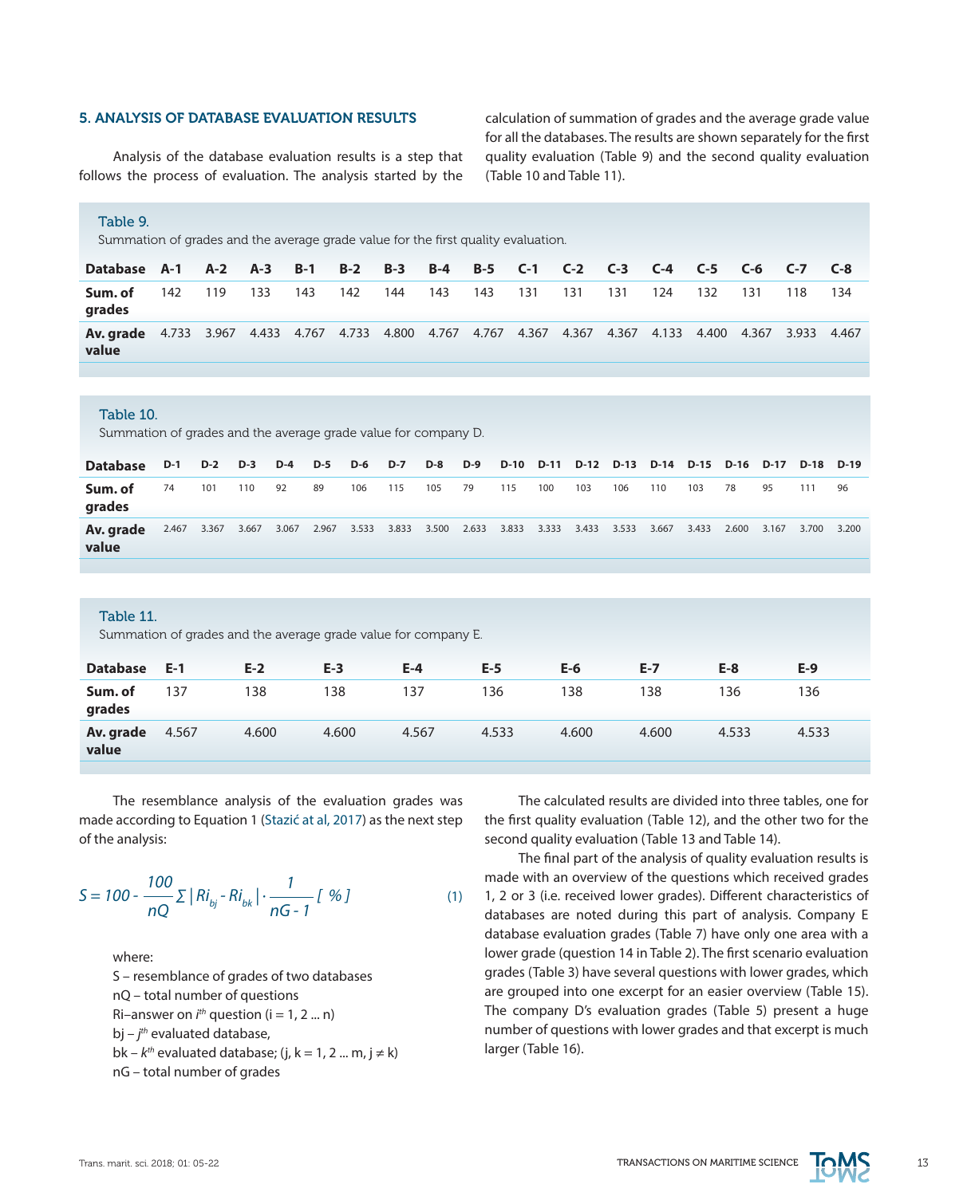## 5. ANALYSIS OF DATABASE EVALUATION RESULTS

Analysis of the database evaluation results is a step that follows the process of evaluation. The analysis started by the calculation of summation of grades and the average grade value for all the databases. The results are shown separately for the first quality evaluation (Table 9) and the second quality evaluation (Table 10 and Table 11).

Table 9.
Summation of grades and the average grade value for the first quality evaluation.

| Database | A-1 | A-2 | A-3 | B-1 | B-2 | B-3 | B-4 | B-5 | C-1 | C-2 | C-3 | C-4 | C-5 | C-6 | C-7 | C-8 |
|---|---|---|---|---|---|---|---|---|---|---|---|---|---|---|---|---|
| **Sum. of grades** | 142 | 119 | 133 | 143 | 142 | 144 | 143 | 143 | 131 | 131 | 131 | 124 | 132 | 131 | 118 | 134 |
| **Av. grade value** | 4.733 | 3.967 | 4.433 | 4.767 | 4.733 | 4.800 | 4.767 | 4.767 | 4.367 | 4.367 | 4.367 | 4.133 | 4.400 | 4.367 | 3.933 | 4.467 |

Table 10.
Summation of grades and the average grade value for company D.

| Database | D-1 | D-2 | D-3 | D-4 | D-5 | D-6 | D-7 | D-8 | D-9 | D-10 | D-11 | D-12 | D-13 | D-14 | D-15 | D-16 | D-17 | D-18 | D-19 |
|---|---|---|---|---|---|---|---|---|---|---|---|---|---|---|---|---|---|---|---|
| **Sum. of grades** | 74 | 101 | 110 | 92 | 89 | 106 | 115 | 105 | 79 | 115 | 100 | 103 | 106 | 110 | 103 | 78 | 95 | 111 | 96 |
| **Av. grade value** | 2.467 | 3.367 | 3.667 | 3.067 | 2.967 | 3.533 | 3.833 | 3.500 | 2.633 | 3.833 | 3.333 | 3.433 | 3.533 | 3.667 | 3.433 | 2.600 | 3.167 | 3.700 | 3.200 |

Table 11.
Summation of grades and the average grade value for company E.

| Database | E-1 | E-2 | E-3 | E-4 | E-5 | E-6 | E-7 | E-8 | E-9 |
|---|---|---|---|---|---|---|---|---|---|
| **Sum. of grades** | 137 | 138 | 138 | 137 | 136 | 138 | 138 | 136 | 136 |
| **Av. grade value** | 4.567 | 4.600 | 4.600 | 4.567 | 4.533 | 4.600 | 4.600 | 4.533 | 4.533 |

The resemblance analysis of the evaluation grades was made according to Equation 1 (Stazić at al, 2017) as the next step of the analysis:

$$S = 100 - \frac{100}{nQ} \Sigma \left| Ri_{bj} - Ri_{bk} \right| \cdot \frac{1}{nG - 1} \; [\,\%\,] \tag{1}$$

where:
S – resemblance of grades of two databases
nQ – total number of questions
Ri–answer on $i^{th}$ question (i = 1, 2 ... n)
bj – $j^{th}$ evaluated database,
bk – $k^{th}$ evaluated database; (j, k = 1, 2 ... m, j ≠ k)
nG – total number of grades

The calculated results are divided into three tables, one for the first quality evaluation (Table 12), and the other two for the second quality evaluation (Table 13 and Table 14).

The final part of the analysis of quality evaluation results is made with an overview of the questions which received grades 1, 2 or 3 (i.e. received lower grades). Different characteristics of databases are noted during this part of analysis. Company E database evaluation grades (Table 7) have only one area with a lower grade (question 14 in Table 2). The first scenario evaluation grades (Table 3) have several questions with lower grades, which are grouped into one excerpt for an easier overview (Table 15). The company D's evaluation grades (Table 5) present a huge number of questions with lower grades and that excerpt is much larger (Table 16).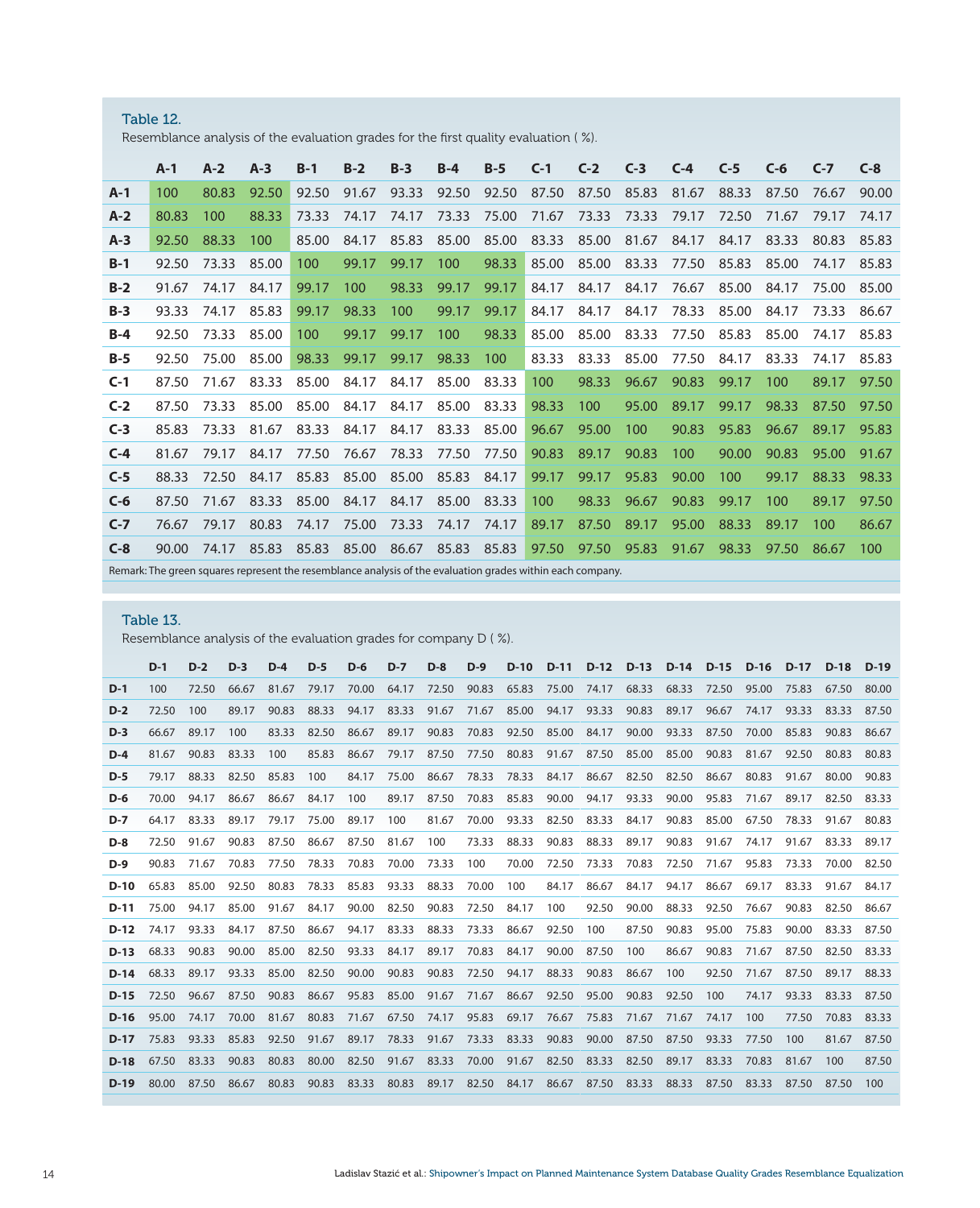Table 12.
Resemblance analysis of the evaluation grades for the first quality evaluation ( %).

| | A-1 | A-2 | A-3 | B-1 | B-2 | B-3 | B-4 | B-5 | C-1 | C-2 | C-3 | C-4 | C-5 | C-6 | C-7 | C-8 |
|---|---|---|---|---|---|---|---|---|---|---|---|---|---|---|---|---|
| **A-1** | 100 | 80.83 | 92.50 | 92.50 | 91.67 | 93.33 | 92.50 | 92.50 | 87.50 | 87.50 | 85.83 | 81.67 | 88.33 | 87.50 | 76.67 | 90.00 |
| **A-2** | 80.83 | 100 | 88.33 | 73.33 | 74.17 | 74.17 | 73.33 | 75.00 | 71.67 | 73.33 | 73.33 | 79.17 | 72.50 | 71.67 | 79.17 | 74.17 |
| **A-3** | 92.50 | 88.33 | 100 | 85.00 | 84.17 | 85.83 | 85.00 | 85.00 | 83.33 | 85.00 | 81.67 | 84.17 | 84.17 | 83.33 | 80.83 | 85.83 |
| **B-1** | 92.50 | 73.33 | 85.00 | 100 | 99.17 | 99.17 | 100 | 98.33 | 85.00 | 85.00 | 83.33 | 77.50 | 85.83 | 85.00 | 74.17 | 85.83 |
| **B-2** | 91.67 | 74.17 | 84.17 | 99.17 | 100 | 98.33 | 99.17 | 99.17 | 84.17 | 84.17 | 84.17 | 76.67 | 85.00 | 84.17 | 75.00 | 85.00 |
| **B-3** | 93.33 | 74.17 | 85.83 | 99.17 | 98.33 | 100 | 99.17 | 99.17 | 84.17 | 84.17 | 84.17 | 78.33 | 85.00 | 84.17 | 73.33 | 86.67 |
| **B-4** | 92.50 | 73.33 | 85.00 | 100 | 99.17 | 99.17 | 100 | 98.33 | 85.00 | 85.00 | 83.33 | 77.50 | 85.83 | 85.00 | 74.17 | 85.83 |
| **B-5** | 92.50 | 75.00 | 85.00 | 98.33 | 99.17 | 99.17 | 98.33 | 100 | 83.33 | 83.33 | 85.00 | 77.50 | 84.17 | 83.33 | 74.17 | 85.83 |
| **C-1** | 87.50 | 71.67 | 83.33 | 85.00 | 84.17 | 84.17 | 85.00 | 83.33 | 100 | 98.33 | 96.67 | 90.83 | 99.17 | 100 | 89.17 | 97.50 |
| **C-2** | 87.50 | 73.33 | 85.00 | 85.00 | 84.17 | 84.17 | 85.00 | 83.33 | 98.33 | 100 | 95.00 | 89.17 | 99.17 | 98.33 | 87.50 | 97.50 |
| **C-3** | 85.83 | 73.33 | 81.67 | 83.33 | 84.17 | 84.17 | 83.33 | 85.00 | 96.67 | 95.00 | 100 | 90.83 | 95.83 | 96.67 | 89.17 | 95.83 |
| **C-4** | 81.67 | 79.17 | 84.17 | 77.50 | 76.67 | 78.33 | 77.50 | 77.50 | 90.83 | 89.17 | 90.83 | 100 | 90.00 | 90.83 | 95.00 | 91.67 |
| **C-5** | 88.33 | 72.50 | 84.17 | 85.83 | 85.00 | 85.00 | 85.83 | 84.17 | 99.17 | 99.17 | 95.83 | 90.00 | 100 | 99.17 | 88.33 | 98.33 |
| **C-6** | 87.50 | 71.67 | 83.33 | 85.00 | 84.17 | 84.17 | 85.00 | 83.33 | 100 | 98.33 | 96.67 | 90.83 | 99.17 | 100 | 89.17 | 97.50 |
| **C-7** | 76.67 | 79.17 | 80.83 | 74.17 | 75.00 | 73.33 | 74.17 | 74.17 | 89.17 | 87.50 | 89.17 | 95.00 | 88.33 | 89.17 | 100 | 86.67 |
| **C-8** | 90.00 | 74.17 | 85.83 | 85.83 | 85.00 | 86.67 | 85.83 | 85.83 | 97.50 | 97.50 | 95.83 | 91.67 | 98.33 | 97.50 | 86.67 | 100 |

Remark: The green squares represent the resemblance analysis of the evaluation grades within each company.

Table 13.
Resemblance analysis of the evaluation grades for company D ( %).

| | D-1 | D-2 | D-3 | D-4 | D-5 | D-6 | D-7 | D-8 | D-9 | D-10 | D-11 | D-12 | D-13 | D-14 | D-15 | D-16 | D-17 | D-18 | D-19 |
|---|---|---|---|---|---|---|---|---|---|---|---|---|---|---|---|---|---|---|---|
| **D-1** | 100 | 72.50 | 66.67 | 81.67 | 79.17 | 70.00 | 64.17 | 72.50 | 90.83 | 65.83 | 75.00 | 74.17 | 68.33 | 68.33 | 72.50 | 95.00 | 75.83 | 67.50 | 80.00 |
| **D-2** | 72.50 | 100 | 89.17 | 90.83 | 88.33 | 94.17 | 83.33 | 91.67 | 71.67 | 85.00 | 94.17 | 93.33 | 90.83 | 89.17 | 96.67 | 74.17 | 93.33 | 83.33 | 87.50 |
| **D-3** | 66.67 | 89.17 | 100 | 83.33 | 82.50 | 86.67 | 89.17 | 90.83 | 70.83 | 92.50 | 85.00 | 84.17 | 90.00 | 93.33 | 87.50 | 70.00 | 85.83 | 90.83 | 86.67 |
| **D-4** | 81.67 | 90.83 | 83.33 | 100 | 85.83 | 86.67 | 79.17 | 87.50 | 77.50 | 80.83 | 91.67 | 87.50 | 85.00 | 85.00 | 90.83 | 81.67 | 92.50 | 80.83 | 80.83 |
| **D-5** | 79.17 | 88.33 | 82.50 | 85.83 | 100 | 84.17 | 75.00 | 86.67 | 78.33 | 78.33 | 84.17 | 86.67 | 82.50 | 82.50 | 86.67 | 80.83 | 91.67 | 80.00 | 90.83 |
| **D-6** | 70.00 | 94.17 | 86.67 | 86.67 | 84.17 | 100 | 89.17 | 87.50 | 70.83 | 85.83 | 90.00 | 94.17 | 93.33 | 90.00 | 95.83 | 71.67 | 89.17 | 82.50 | 83.33 |
| **D-7** | 64.17 | 83.33 | 89.17 | 79.17 | 75.00 | 89.17 | 100 | 81.67 | 70.00 | 93.33 | 82.50 | 83.33 | 84.17 | 90.83 | 85.00 | 67.50 | 78.33 | 91.67 | 80.83 |
| **D-8** | 72.50 | 91.67 | 90.83 | 87.50 | 86.67 | 87.50 | 81.67 | 100 | 73.33 | 88.33 | 90.83 | 88.33 | 89.17 | 90.83 | 91.67 | 74.17 | 91.67 | 83.33 | 89.17 |
| **D-9** | 90.83 | 71.67 | 70.83 | 77.50 | 78.33 | 70.83 | 70.00 | 73.33 | 100 | 70.00 | 72.50 | 73.33 | 70.83 | 72.50 | 71.67 | 95.83 | 73.33 | 70.00 | 82.50 |
| **D-10** | 65.83 | 85.00 | 92.50 | 80.83 | 78.33 | 85.83 | 93.33 | 88.33 | 70.00 | 100 | 84.17 | 86.67 | 84.17 | 94.17 | 86.67 | 69.17 | 83.33 | 91.67 | 84.17 |
| **D-11** | 75.00 | 94.17 | 85.00 | 91.67 | 84.17 | 90.00 | 82.50 | 90.83 | 72.50 | 84.17 | 100 | 92.50 | 90.00 | 88.33 | 92.50 | 76.67 | 90.83 | 82.50 | 86.67 |
| **D-12** | 74.17 | 93.33 | 84.17 | 87.50 | 86.67 | 94.17 | 83.33 | 88.33 | 73.33 | 86.67 | 92.50 | 100 | 87.50 | 90.83 | 95.00 | 75.83 | 90.00 | 83.33 | 87.50 |
| **D-13** | 68.33 | 90.83 | 90.00 | 85.00 | 82.50 | 93.33 | 84.17 | 89.17 | 70.83 | 84.17 | 90.00 | 87.50 | 100 | 86.67 | 90.83 | 71.67 | 87.50 | 82.50 | 83.33 |
| **D-14** | 68.33 | 89.17 | 93.33 | 85.00 | 82.50 | 90.00 | 90.83 | 90.83 | 72.50 | 94.17 | 88.33 | 90.83 | 86.67 | 100 | 92.50 | 71.67 | 87.50 | 89.17 | 88.33 |
| **D-15** | 72.50 | 96.67 | 87.50 | 90.83 | 86.67 | 95.83 | 85.00 | 91.67 | 71.67 | 86.67 | 92.50 | 95.00 | 90.83 | 92.50 | 100 | 74.17 | 93.33 | 83.33 | 87.50 |
| **D-16** | 95.00 | 74.17 | 70.00 | 81.67 | 80.83 | 71.67 | 67.50 | 74.17 | 95.83 | 69.17 | 76.67 | 75.83 | 71.67 | 71.67 | 74.17 | 100 | 77.50 | 70.83 | 83.33 |
| **D-17** | 75.83 | 93.33 | 85.83 | 92.50 | 91.67 | 89.17 | 78.33 | 91.67 | 73.33 | 83.33 | 90.83 | 90.00 | 87.50 | 87.50 | 93.33 | 77.50 | 100 | 81.67 | 87.50 |
| **D-18** | 67.50 | 83.33 | 90.83 | 80.83 | 80.00 | 82.50 | 91.67 | 83.33 | 70.00 | 91.67 | 82.50 | 83.33 | 82.50 | 89.17 | 83.33 | 70.83 | 81.67 | 100 | 87.50 |
| **D-19** | 80.00 | 87.50 | 86.67 | 80.83 | 90.83 | 83.33 | 80.83 | 89.17 | 82.50 | 84.17 | 86.67 | 87.50 | 83.33 | 88.33 | 87.50 | 83.33 | 87.50 | 87.50 | 100 |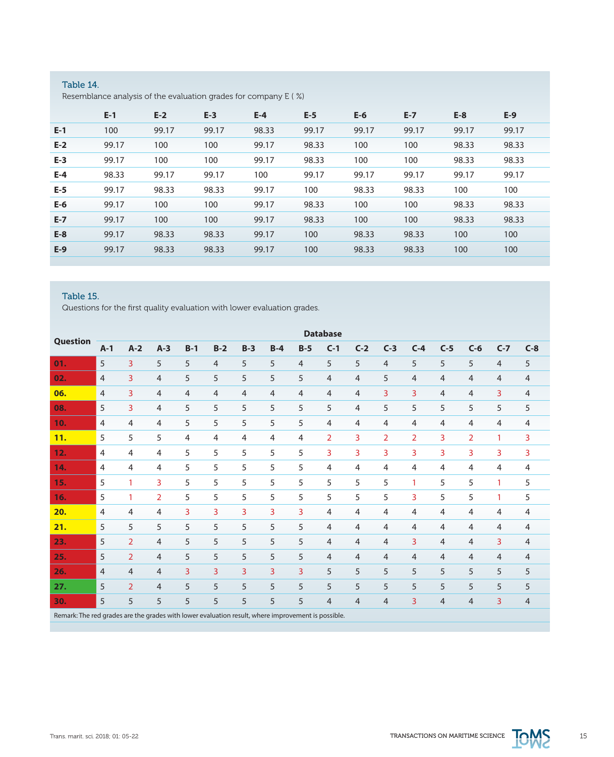Table 14.

Resemblance analysis of the evaluation grades for company E ( %)

| | E-1 | E-2 | E-3 | E-4 | E-5 | E-6 | E-7 | E-8 | E-9 |
|---|---|---|---|---|---|---|---|---|---|
| **E-1** | 100 | 99.17 | 99.17 | 98.33 | 99.17 | 99.17 | 99.17 | 99.17 | 99.17 |
| **E-2** | 99.17 | 100 | 100 | 99.17 | 98.33 | 100 | 100 | 98.33 | 98.33 |
| **E-3** | 99.17 | 100 | 100 | 99.17 | 98.33 | 100 | 100 | 98.33 | 98.33 |
| **E-4** | 98.33 | 99.17 | 99.17 | 100 | 99.17 | 99.17 | 99.17 | 99.17 | 99.17 |
| **E-5** | 99.17 | 98.33 | 98.33 | 99.17 | 100 | 98.33 | 98.33 | 100 | 100 |
| **E-6** | 99.17 | 100 | 100 | 99.17 | 98.33 | 100 | 100 | 98.33 | 98.33 |
| **E-7** | 99.17 | 100 | 100 | 99.17 | 98.33 | 100 | 100 | 98.33 | 98.33 |
| **E-8** | 99.17 | 98.33 | 98.33 | 99.17 | 100 | 98.33 | 98.33 | 100 | 100 |
| **E-9** | 99.17 | 98.33 | 98.33 | 99.17 | 100 | 98.33 | 98.33 | 100 | 100 |

Table 15.

Questions for the first quality evaluation with lower evaluation grades.

| Question | Database | | | | | | | | | | | | | | | |
|---|---|---|---|---|---|---|---|---|---|---|---|---|---|---|---|---|
| | A-1 | A-2 | A-3 | B-1 | B-2 | B-3 | B-4 | B-5 | C-1 | C-2 | C-3 | C-4 | C-5 | C-6 | C-7 | C-8 |
| 01. | 5 | 3 | 5 | 5 | 4 | 5 | 5 | 4 | 5 | 5 | 4 | 5 | 5 | 5 | 4 | 5 |
| 02. | 4 | 3 | 4 | 5 | 5 | 5 | 5 | 5 | 4 | 4 | 5 | 4 | 4 | 4 | 4 | 4 |
| 06. | 4 | 3 | 4 | 4 | 4 | 4 | 4 | 4 | 4 | 4 | 3 | 3 | 4 | 4 | 3 | 4 |
| 08. | 5 | 3 | 4 | 5 | 5 | 5 | 5 | 5 | 5 | 4 | 5 | 5 | 5 | 5 | 5 | 5 |
| 10. | 4 | 4 | 4 | 5 | 5 | 5 | 5 | 5 | 4 | 4 | 4 | 4 | 4 | 4 | 4 | 4 |
| 11. | 5 | 5 | 5 | 4 | 4 | 4 | 4 | 4 | 2 | 3 | 2 | 2 | 3 | 2 | 1 | 3 |
| 12. | 4 | 4 | 4 | 5 | 5 | 5 | 5 | 5 | 3 | 3 | 3 | 3 | 3 | 3 | 3 | 3 |
| 14. | 4 | 4 | 4 | 5 | 5 | 5 | 5 | 5 | 4 | 4 | 4 | 4 | 4 | 4 | 4 | 4 |
| 15. | 5 | 1 | 3 | 5 | 5 | 5 | 5 | 5 | 5 | 5 | 5 | 1 | 5 | 5 | 1 | 5 |
| 16. | 5 | 1 | 2 | 5 | 5 | 5 | 5 | 5 | 5 | 5 | 5 | 3 | 5 | 5 | 1 | 5 |
| 20. | 4 | 4 | 4 | 3 | 3 | 3 | 3 | 3 | 4 | 4 | 4 | 4 | 4 | 4 | 4 | 4 |
| 21. | 5 | 5 | 5 | 5 | 5 | 5 | 5 | 5 | 4 | 4 | 4 | 4 | 4 | 4 | 4 | 4 |
| 23. | 5 | 2 | 4 | 5 | 5 | 5 | 5 | 5 | 4 | 4 | 4 | 3 | 4 | 4 | 3 | 4 |
| 25. | 5 | 2 | 4 | 5 | 5 | 5 | 5 | 5 | 4 | 4 | 4 | 4 | 4 | 4 | 4 | 4 |
| 26. | 4 | 4 | 4 | 3 | 3 | 3 | 3 | 3 | 5 | 5 | 5 | 5 | 5 | 5 | 5 | 5 |
| 27. | 5 | 2 | 4 | 5 | 5 | 5 | 5 | 5 | 5 | 5 | 5 | 5 | 5 | 5 | 5 | 5 |
| 30. | 5 | 5 | 5 | 5 | 5 | 5 | 5 | 5 | 4 | 4 | 4 | 3 | 4 | 4 | 3 | 4 |

Remark: The red grades are the grades with lower evaluation result, where improvement is possible.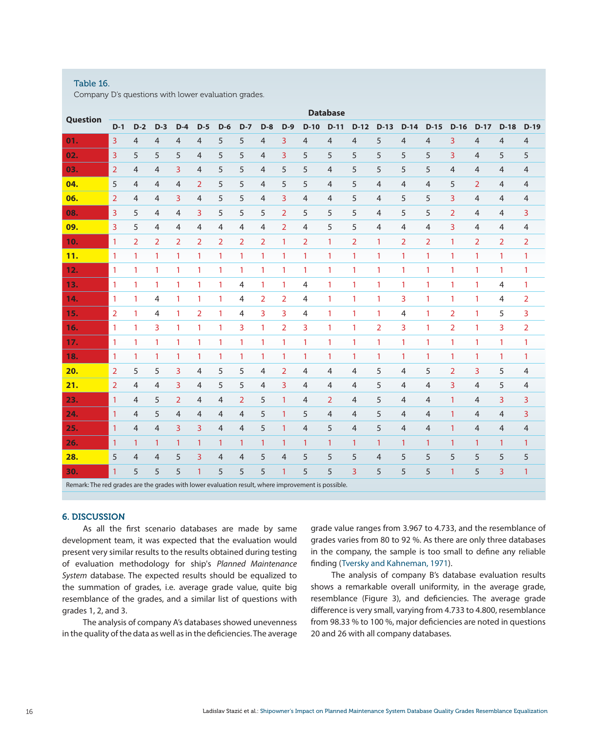Table 16.
Company D's questions with lower evaluation grades.

| Question | Database | | | | | | | | | | | | | | | | | | |
|---|---|---|---|---|---|---|---|---|---|---|---|---|---|---|---|---|---|---|---|
| | D-1 | D-2 | D-3 | D-4 | D-5 | D-6 | D-7 | D-8 | D-9 | D-10 | D-11 | D-12 | D-13 | D-14 | D-15 | D-16 | D-17 | D-18 | D-19 |
| 01. | 3 | 4 | 4 | 4 | 4 | 5 | 5 | 4 | 3 | 4 | 4 | 4 | 5 | 4 | 4 | 3 | 4 | 4 | 4 |
| 02. | 3 | 5 | 5 | 5 | 4 | 5 | 5 | 4 | 3 | 5 | 5 | 5 | 5 | 5 | 5 | 3 | 4 | 5 | 5 |
| 03. | 2 | 4 | 4 | 3 | 4 | 5 | 5 | 4 | 5 | 5 | 4 | 5 | 5 | 5 | 5 | 4 | 4 | 4 | 4 |
| 04. | 5 | 4 | 4 | 4 | 2 | 5 | 5 | 4 | 5 | 5 | 4 | 5 | 4 | 4 | 4 | 5 | 2 | 4 | 4 |
| 06. | 2 | 4 | 4 | 3 | 4 | 5 | 5 | 4 | 3 | 4 | 4 | 5 | 4 | 5 | 5 | 3 | 4 | 4 | 4 |
| 08. | 3 | 5 | 4 | 4 | 3 | 5 | 5 | 5 | 2 | 5 | 5 | 5 | 4 | 5 | 5 | 2 | 4 | 4 | 3 |
| 09. | 3 | 5 | 4 | 4 | 4 | 4 | 4 | 4 | 2 | 4 | 5 | 5 | 4 | 4 | 4 | 3 | 4 | 4 | 4 |
| 10. | 1 | 2 | 2 | 2 | 2 | 2 | 2 | 2 | 1 | 2 | 1 | 2 | 1 | 2 | 2 | 1 | 2 | 2 | 2 |
| 11. | 1 | 1 | 1 | 1 | 1 | 1 | 1 | 1 | 1 | 1 | 1 | 1 | 1 | 1 | 1 | 1 | 1 | 1 | 1 |
| 12. | 1 | 1 | 1 | 1 | 1 | 1 | 1 | 1 | 1 | 1 | 1 | 1 | 1 | 1 | 1 | 1 | 1 | 1 | 1 |
| 13. | 1 | 1 | 1 | 1 | 1 | 1 | 4 | 1 | 1 | 4 | 1 | 1 | 1 | 1 | 1 | 1 | 1 | 4 | 1 |
| 14. | 1 | 1 | 4 | 1 | 1 | 1 | 4 | 2 | 2 | 4 | 1 | 1 | 1 | 3 | 1 | 1 | 1 | 4 | 2 |
| 15. | 2 | 1 | 4 | 1 | 2 | 1 | 4 | 3 | 3 | 4 | 1 | 1 | 1 | 4 | 1 | 2 | 1 | 5 | 3 |
| 16. | 1 | 1 | 3 | 1 | 1 | 1 | 3 | 1 | 2 | 3 | 1 | 1 | 2 | 3 | 1 | 2 | 1 | 3 | 2 |
| 17. | 1 | 1 | 1 | 1 | 1 | 1 | 1 | 1 | 1 | 1 | 1 | 1 | 1 | 1 | 1 | 1 | 1 | 1 | 1 |
| 18. | 1 | 1 | 1 | 1 | 1 | 1 | 1 | 1 | 1 | 1 | 1 | 1 | 1 | 1 | 1 | 1 | 1 | 1 | 1 |
| 20. | 2 | 5 | 5 | 3 | 4 | 5 | 5 | 4 | 2 | 4 | 4 | 4 | 5 | 4 | 5 | 2 | 3 | 5 | 4 |
| 21. | 2 | 4 | 4 | 3 | 4 | 5 | 5 | 4 | 3 | 4 | 4 | 4 | 5 | 4 | 4 | 3 | 4 | 5 | 4 |
| 23. | 1 | 4 | 5 | 2 | 4 | 4 | 2 | 5 | 1 | 4 | 2 | 4 | 5 | 4 | 4 | 1 | 4 | 3 | 3 |
| 24. | 1 | 4 | 5 | 4 | 4 | 4 | 4 | 5 | 1 | 5 | 4 | 4 | 5 | 4 | 4 | 1 | 4 | 4 | 3 |
| 25. | 1 | 4 | 4 | 3 | 3 | 4 | 4 | 5 | 1 | 4 | 5 | 4 | 5 | 4 | 4 | 1 | 4 | 4 | 4 |
| 26. | 1 | 1 | 1 | 1 | 1 | 1 | 1 | 1 | 1 | 1 | 1 | 1 | 1 | 1 | 1 | 1 | 1 | 1 | 1 |
| 28. | 5 | 4 | 4 | 5 | 3 | 4 | 4 | 5 | 4 | 5 | 5 | 5 | 4 | 5 | 5 | 5 | 5 | 5 | 5 |
| 30. | 1 | 5 | 5 | 5 | 1 | 5 | 5 | 5 | 1 | 5 | 5 | 3 | 5 | 5 | 5 | 1 | 5 | 3 | 1 |

Remark: The red grades are the grades with lower evaluation result, where improvement is possible.

## 6. DISCUSSION

As all the first scenario databases are made by same development team, it was expected that the evaluation would present very similar results to the results obtained during testing of evaluation methodology for ship's *Planned Maintenance System* database. The expected results should be equalized to the summation of grades, i.e. average grade value, quite big resemblance of the grades, and a similar list of questions with grades 1, 2, and 3.

The analysis of company A's databases showed unevenness in the quality of the data as well as in the deficiencies. The average grade value ranges from 3.967 to 4.733, and the resemblance of grades varies from 80 to 92 %. As there are only three databases in the company, the sample is too small to define any reliable finding (Tversky and Kahneman, 1971).

The analysis of company B's database evaluation results shows a remarkable overall uniformity, in the average grade, resemblance (Figure 3), and deficiencies. The average grade difference is very small, varying from 4.733 to 4.800, resemblance from 98.33 % to 100 %, major deficiencies are noted in questions 20 and 26 with all company databases.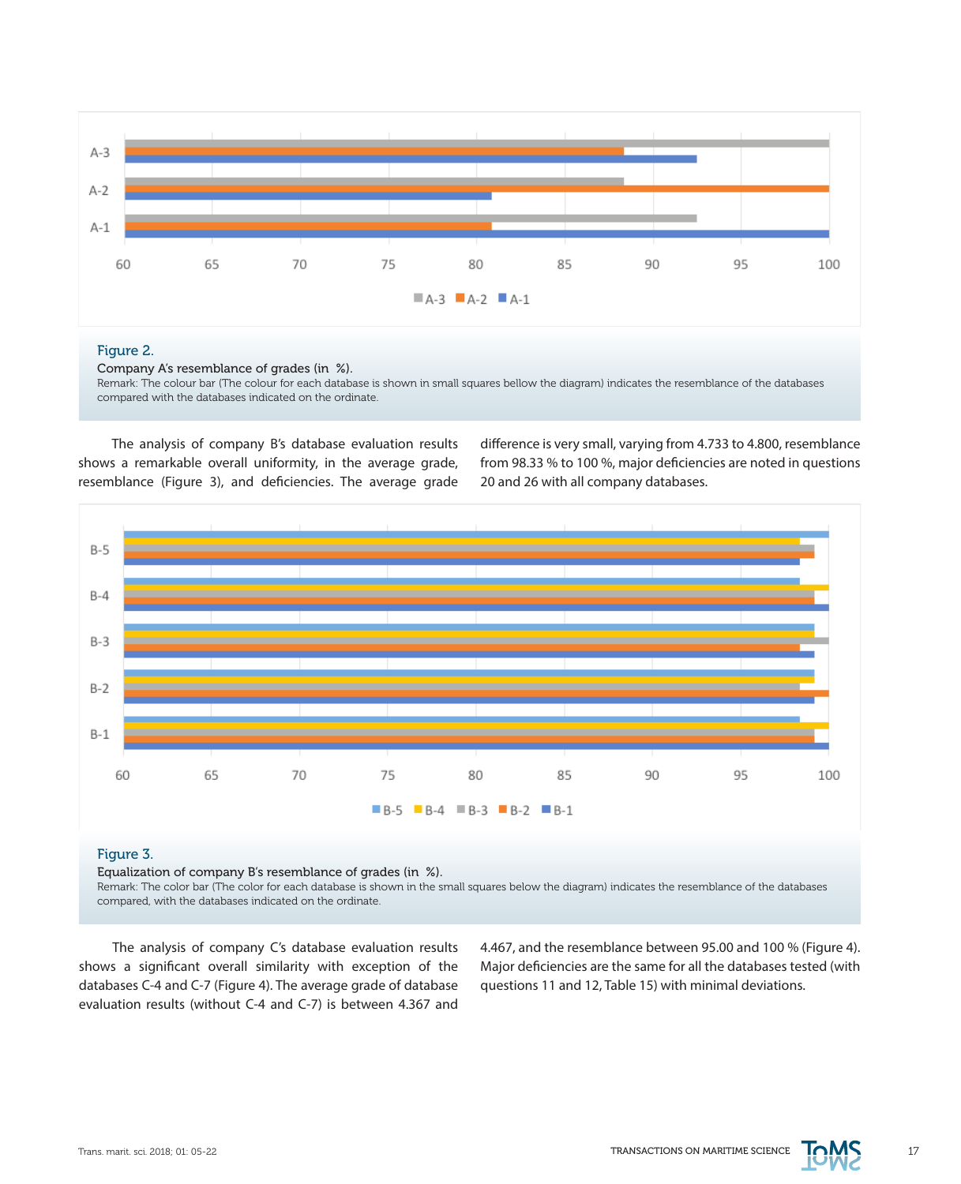Figure 2.

Company A's resemblance of grades (in %).

Remark: The colour bar (The colour for each database is shown in small squares bellow the diagram) indicates the resemblance of the databases compared with the databases indicated on the ordinate.

The analysis of company B's database evaluation results shows a remarkable overall uniformity, in the average grade, resemblance (Figure 3), and deficiencies. The average grade difference is very small, varying from 4.733 to 4.800, resemblance from 98.33 % to 100 %, major deficiencies are noted in questions 20 and 26 with all company databases.

Figure 3.

Equalization of company B's resemblance of grades (in %).

Remark: The color bar (The color for each database is shown in the small squares below the diagram) indicates the resemblance of the databases compared, with the databases indicated on the ordinate.

The analysis of company C's database evaluation results shows a significant overall similarity with exception of the databases C-4 and C-7 (Figure 4). The average grade of database evaluation results (without C-4 and C-7) is between 4.367 and 4.467, and the resemblance between 95.00 and 100 % (Figure 4). Major deficiencies are the same for all the databases tested (with questions 11 and 12, Table 15) with minimal deviations.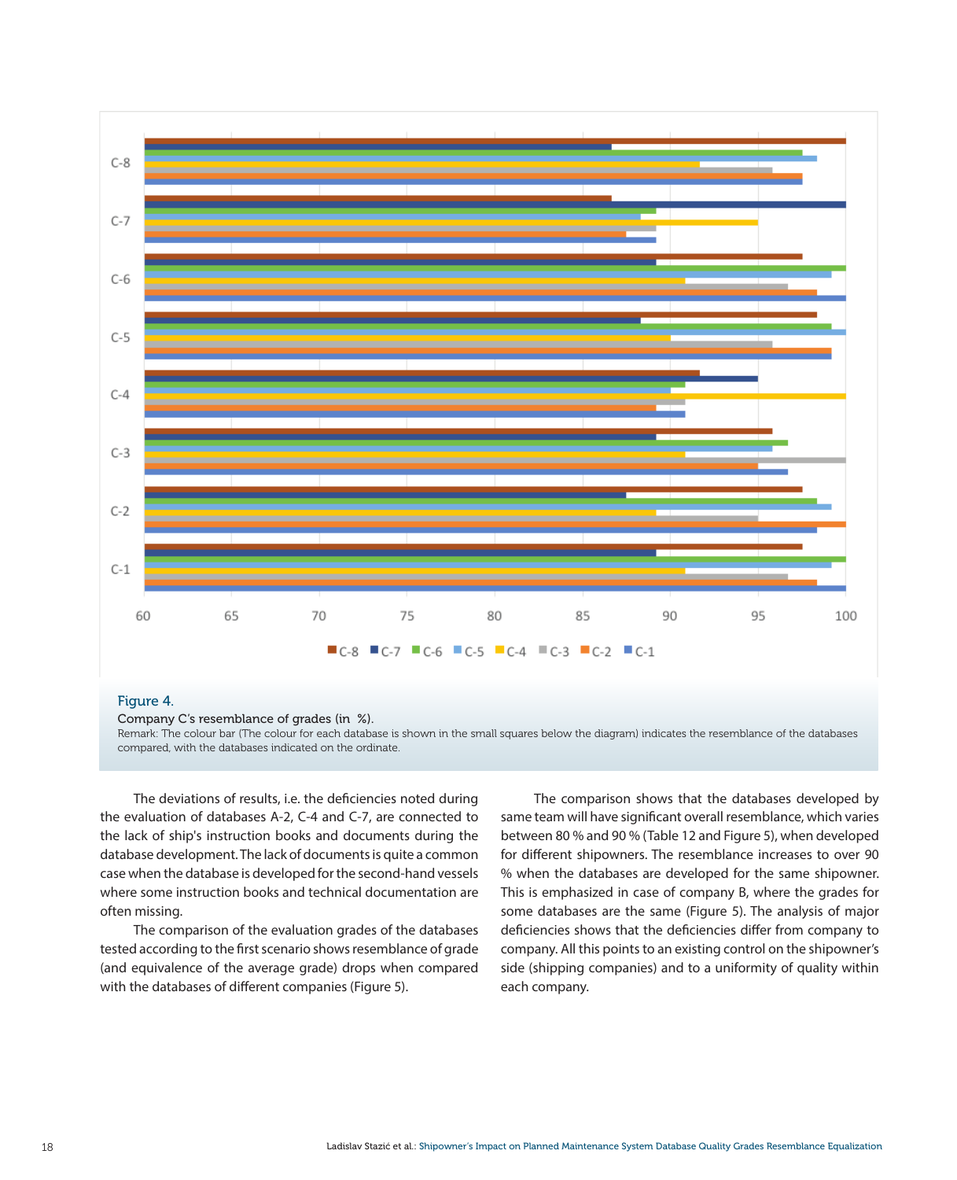Figure 4.

Company C's resemblance of grades (in %).

Remark: The colour bar (The colour for each database is shown in the small squares below the diagram) indicates the resemblance of the databases compared, with the databases indicated on the ordinate.

The deviations of results, i.e. the deficiencies noted during the evaluation of databases A-2, C-4 and C-7, are connected to the lack of ship's instruction books and documents during the database development. The lack of documents is quite a common case when the database is developed for the second-hand vessels where some instruction books and technical documentation are often missing.

The comparison of the evaluation grades of the databases tested according to the first scenario shows resemblance of grade (and equivalence of the average grade) drops when compared with the databases of different companies (Figure 5).

The comparison shows that the databases developed by same team will have significant overall resemblance, which varies between 80 % and 90 % (Table 12 and Figure 5), when developed for different shipowners. The resemblance increases to over 90 % when the databases are developed for the same shipowner. This is emphasized in case of company B, where the grades for some databases are the same (Figure 5). The analysis of major deficiencies shows that the deficiencies differ from company to company. All this points to an existing control on the shipowner's side (shipping companies) and to a uniformity of quality within each company.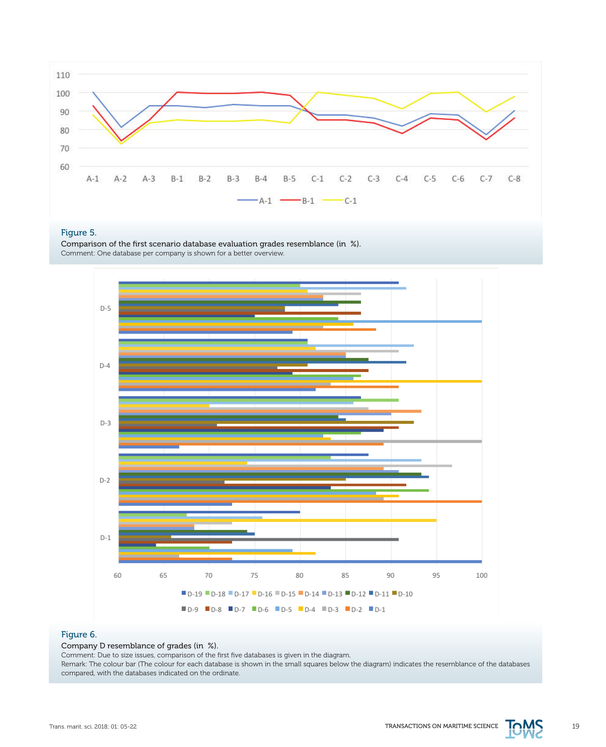Figure 5.

Comparison of the first scenario database evaluation grades resemblance (in %).

Comment: One database per company is shown for a better overview.

Figure 6.

Company D resemblance of grades (in %).

Comment: Due to size issues, comparison of the first five databases is given in the diagram.

Remark: The colour bar (The colour for each database is shown in the small squares below the diagram) indicates the resemblance of the databases compared, with the databases indicated on the ordinate.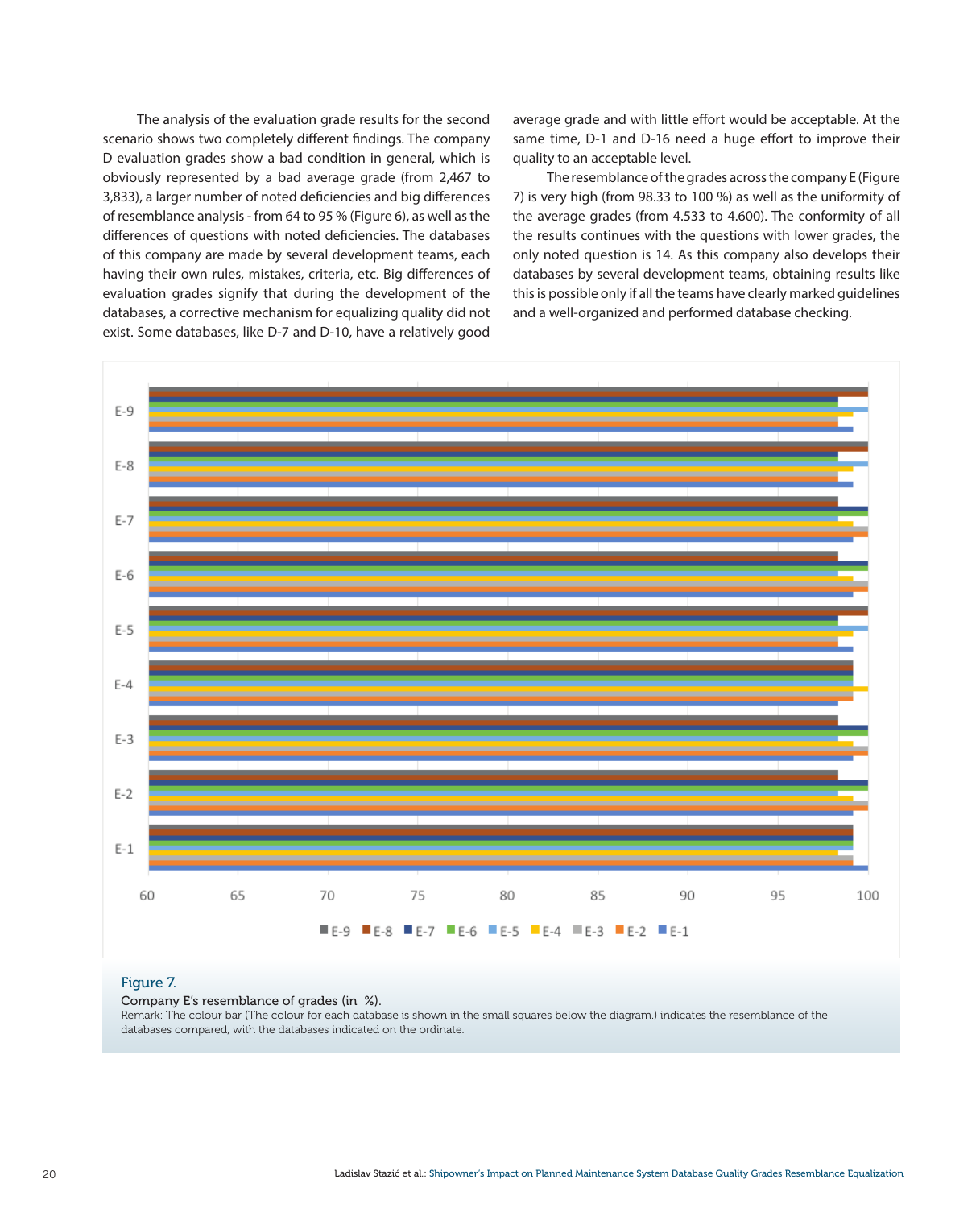The analysis of the evaluation grade results for the second scenario shows two completely different findings. The company D evaluation grades show a bad condition in general, which is obviously represented by a bad average grade (from 2,467 to 3,833), a larger number of noted deficiencies and big differences of resemblance analysis - from 64 to 95 % (Figure 6), as well as the differences of questions with noted deficiencies. The databases of this company are made by several development teams, each having their own rules, mistakes, criteria, etc. Big differences of evaluation grades signify that during the development of the databases, a corrective mechanism for equalizing quality did not exist. Some databases, like D-7 and D-10, have a relatively good average grade and with little effort would be acceptable. At the same time, D-1 and D-16 need a huge effort to improve their quality to an acceptable level.

The resemblance of the grades across the company E (Figure 7) is very high (from 98.33 to 100 %) as well as the uniformity of the average grades (from 4.533 to 4.600). The conformity of all the results continues with the questions with lower grades, the only noted question is 14. As this company also develops their databases by several development teams, obtaining results like this is possible only if all the teams have clearly marked guidelines and a well-organized and performed database checking.

Figure 7.

Company E's resemblance of grades (in %).

Remark: The colour bar (The colour for each database is shown in the small squares below the diagram.) indicates the resemblance of the databases compared, with the databases indicated on the ordinate.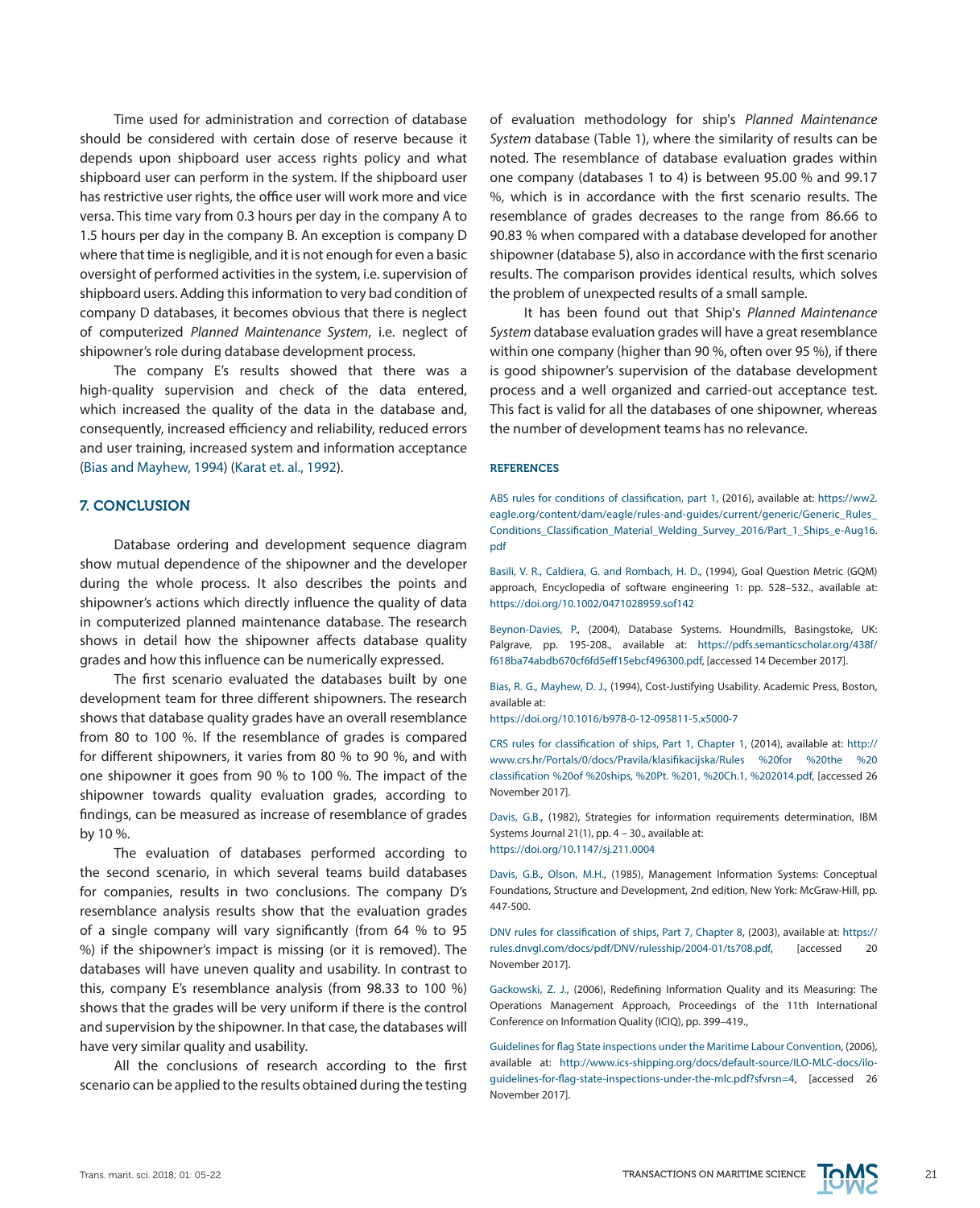Time used for administration and correction of database should be considered with certain dose of reserve because it depends upon shipboard user access rights policy and what shipboard user can perform in the system. If the shipboard user has restrictive user rights, the office user will work more and vice versa. This time vary from 0.3 hours per day in the company A to 1.5 hours per day in the company B. An exception is company D where that time is negligible, and it is not enough for even a basic oversight of performed activities in the system, i.e. supervision of shipboard users. Adding this information to very bad condition of company D databases, it becomes obvious that there is neglect of computerized *Planned Maintenance System*, i.e. neglect of shipowner's role during database development process.

The company E's results showed that there was a high-quality supervision and check of the data entered, which increased the quality of the data in the database and, consequently, increased efficiency and reliability, reduced errors and user training, increased system and information acceptance (Bias and Mayhew, 1994) (Karat et. al., 1992).

## 7. CONCLUSION

Database ordering and development sequence diagram show mutual dependence of the shipowner and the developer during the whole process. It also describes the points and shipowner's actions which directly influence the quality of data in computerized planned maintenance database. The research shows in detail how the shipowner affects database quality grades and how this influence can be numerically expressed.

The first scenario evaluated the databases built by one development team for three different shipowners. The research shows that database quality grades have an overall resemblance from 80 to 100 %. If the resemblance of grades is compared for different shipowners, it varies from 80 % to 90 %, and with one shipowner it goes from 90 % to 100 %. The impact of the shipowner towards quality evaluation grades, according to findings, can be measured as increase of resemblance of grades by 10 %.

The evaluation of databases performed according to the second scenario, in which several teams build databases for companies, results in two conclusions. The company D's resemblance analysis results show that the evaluation grades of a single company will vary significantly (from 64 % to 95 %) if the shipowner's impact is missing (or it is removed). The databases will have uneven quality and usability. In contrast to this, company E's resemblance analysis (from 98.33 to 100 %) shows that the grades will be very uniform if there is the control and supervision by the shipowner. In that case, the databases will have very similar quality and usability.

All the conclusions of research according to the first scenario can be applied to the results obtained during the testing of evaluation methodology for ship's *Planned Maintenance System* database (Table 1), where the similarity of results can be noted. The resemblance of database evaluation grades within one company (databases 1 to 4) is between 95.00 % and 99.17 %, which is in accordance with the first scenario results. The resemblance of grades decreases to the range from 86.66 to 90.83 % when compared with a database developed for another shipowner (database 5), also in accordance with the first scenario results. The comparison provides identical results, which solves the problem of unexpected results of a small sample.

It has been found out that Ship's *Planned Maintenance System* database evaluation grades will have a great resemblance within one company (higher than 90 %, often over 95 %), if there is good shipowner's supervision of the database development process and a well organized and carried-out acceptance test. This fact is valid for all the databases of one shipowner, whereas the number of development teams has no relevance.

## REFERENCES

ABS rules for conditions of classification, part 1, (2016), available at: https://ww2.eagle.org/content/dam/eagle/rules-and-guides/current/generic/Generic_Rules_Conditions_Classification_Material_Welding_Survey_2016/Part_1_Ships_e-Aug16.pdf

Basili, V. R., Caldiera, G. and Rombach, H. D., (1994), Goal Question Metric (GQM) approach, Encyclopedia of software engineering 1: pp. 528–532., available at: https://doi.org/10.1002/0471028959.sof142

Beynon-Davies, P., (2004), Database Systems. Houndmills, Basingstoke, UK: Palgrave, pp. 195-208., available at: https://pdfs.semanticscholar.org/438f/f618ba74abdb670cf6fd5eff15ebcf496300.pdf, [accessed 14 December 2017].

Bias, R. G., Mayhew, D. J., (1994), Cost-Justifying Usability. Academic Press, Boston, available at: https://doi.org/10.1016/b978-0-12-095811-5.x5000-7

CRS rules for classification of ships, Part 1, Chapter 1, (2014), available at: http://www.crs.hr/Portals/0/docs/Pravila/klasifikacijska/Rules %20for %20the %20classification %20of %20ships, %20Pt. %201, %20Ch.1, %202014.pdf, [accessed 26 November 2017].

Davis, G.B., (1982), Strategies for information requirements determination, IBM Systems Journal 21(1), pp. 4 – 30., available at: https://doi.org/10.1147/sj.211.0004

Davis, G.B., Olson, M.H., (1985), Management Information Systems: Conceptual Foundations, Structure and Development, 2nd edition, New York: McGraw-Hill, pp. 447-500.

DNV rules for classification of ships, Part 7, Chapter 8, (2003), available at: https://rules.dnvgl.com/docs/pdf/DNV/rulesship/2004-01/ts708.pdf, [accessed 20 November 2017].

Gackowski, Z. J., (2006), Redefining Information Quality and its Measuring: The Operations Management Approach, Proceedings of the 11th International Conference on Information Quality (ICIQ), pp. 399–419.,

Guidelines for flag State inspections under the Maritime Labour Convention, (2006), available at: http://www.ics-shipping.org/docs/default-source/ILO-MLC-docs/ilo-guidelines-for-flag-state-inspections-under-the-mlc.pdf?sfvrsn=4, [accessed 26 November 2017].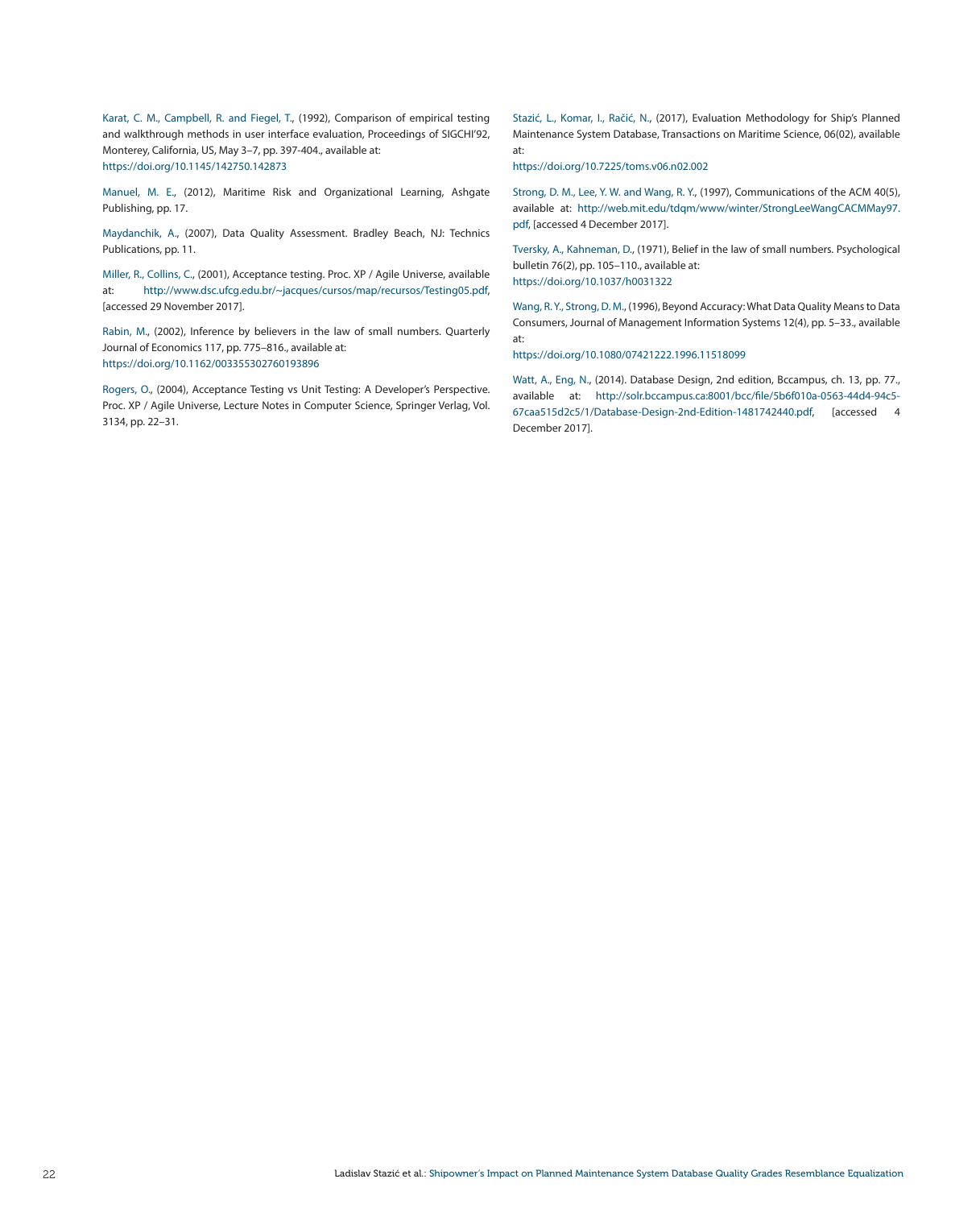Karat, C. M., Campbell, R. and Fiegel, T., (1992), Comparison of empirical testing and walkthrough methods in user interface evaluation, Proceedings of SIGCHI'92, Monterey, California, US, May 3–7, pp. 397-404., available at: https://doi.org/10.1145/142750.142873

Manuel, M. E., (2012), Maritime Risk and Organizational Learning, Ashgate Publishing, pp. 17.

Maydanchik, A., (2007), Data Quality Assessment. Bradley Beach, NJ: Technics Publications, pp. 11.

Miller, R., Collins, C., (2001), Acceptance testing. Proc. XP / Agile Universe, available at: http://www.dsc.ufcg.edu.br/~jacques/cursos/map/recursos/Testing05.pdf, [accessed 29 November 2017].

Rabin, M., (2002), Inference by believers in the law of small numbers. Quarterly Journal of Economics 117, pp. 775–816., available at: https://doi.org/10.1162/003355302760193896

Rogers, O., (2004), Acceptance Testing vs Unit Testing: A Developer's Perspective. Proc. XP / Agile Universe, Lecture Notes in Computer Science, Springer Verlag, Vol. 3134, pp. 22–31.

Stazić, L., Komar, I., Račić, N., (2017), Evaluation Methodology for Ship's Planned Maintenance System Database, Transactions on Maritime Science, 06(02), available at: https://doi.org/10.7225/toms.v06.n02.002

Strong, D. M., Lee, Y. W. and Wang, R. Y., (1997), Communications of the ACM 40(5), available at: http://web.mit.edu/tdqm/www/winter/StrongLeeWangCACMMay97.pdf, [accessed 4 December 2017].

Tversky, A., Kahneman, D., (1971), Belief in the law of small numbers. Psychological bulletin 76(2), pp. 105–110., available at: https://doi.org/10.1037/h0031322

Wang, R. Y., Strong, D. M., (1996), Beyond Accuracy: What Data Quality Means to Data Consumers, Journal of Management Information Systems 12(4), pp. 5–33., available at: https://doi.org/10.1080/07421222.1996.11518099

Watt, A., Eng, N., (2014). Database Design, 2nd edition, Bccampus, ch. 13, pp. 77., available at: http://solr.bccampus.ca:8001/bcc/file/5b6f010a-0563-44d4-94c5-67caa515d2c5/1/Database-Design-2nd-Edition-1481742440.pdf, [accessed 4 December 2017].